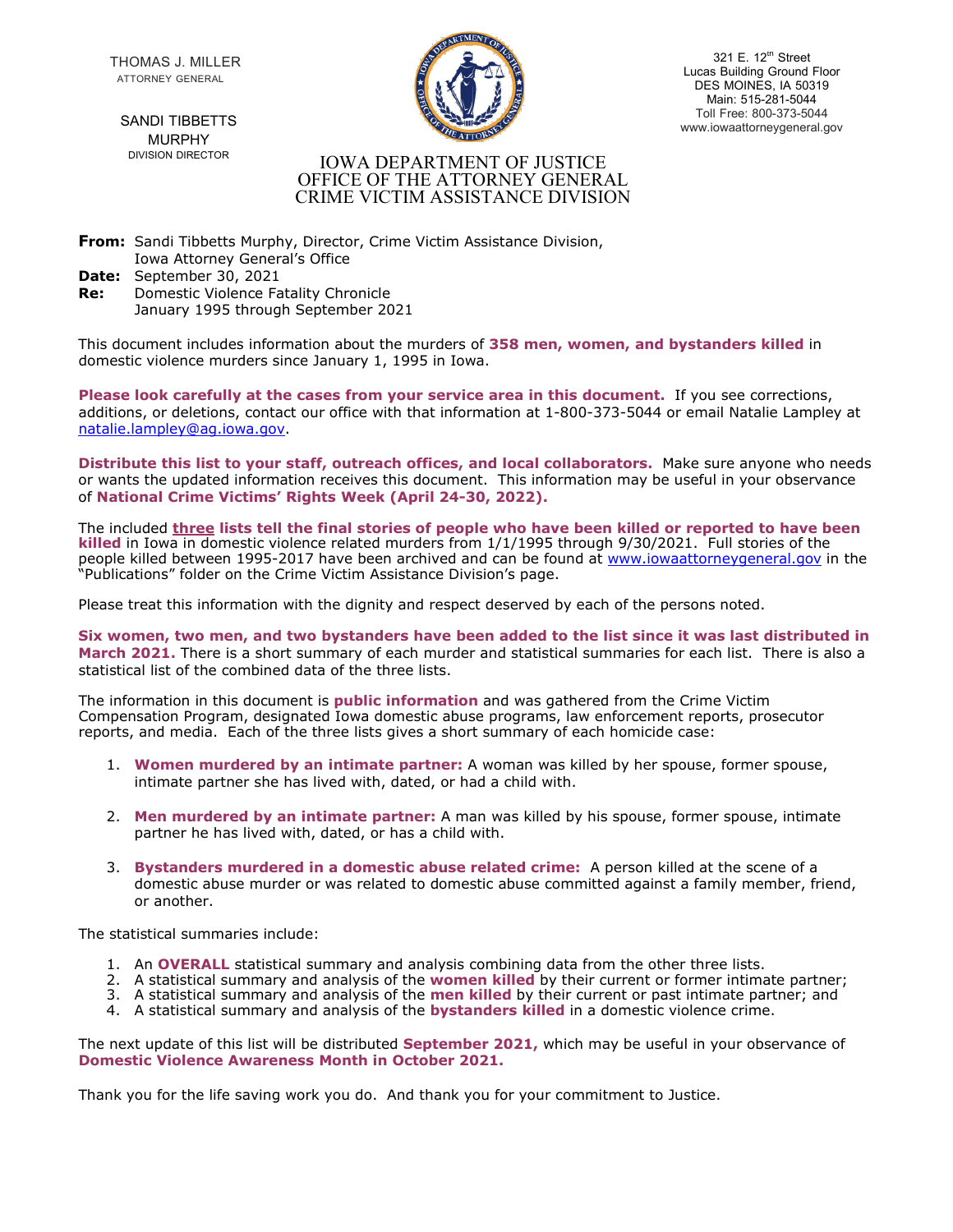THOMAS J. MILLER
ATTORNEY GENERAL

SANDI TIBBETTS MURPHY
DIVISION DIRECTOR

321 E. 12th Street
Lucas Building Ground Floor
DES MOINES, IA 50319
Main: 515-281-5044
Toll Free: 800-373-5044
www.iowaattorneygeneral.gov

# IOWA DEPARTMENT OF JUSTICE
# OFFICE OF THE ATTORNEY GENERAL
# CRIME VICTIM ASSISTANCE DIVISION

**From:** Sandi Tibbetts Murphy, Director, Crime Victim Assistance Division, Iowa Attorney General's Office
**Date:** September 30, 2021
**Re:** Domestic Violence Fatality Chronicle
January 1995 through September 2021

This document includes information about the murders of **358 men, women, and bystanders killed** in domestic violence murders since January 1, 1995 in Iowa.

**Please look carefully at the cases from your service area in this document.** If you see corrections, additions, or deletions, contact our office with that information at 1-800-373-5044 or email Natalie Lampley at natalie.lampley@ag.iowa.gov.

**Distribute this list to your staff, outreach offices, and local collaborators.** Make sure anyone who needs or wants the updated information receives this document. This information may be useful in your observance of **National Crime Victims' Rights Week (April 24-30, 2022).**

The included **three lists tell the final stories of people who have been killed or reported to have been killed** in Iowa in domestic violence related murders from 1/1/1995 through 9/30/2021. Full stories of the people killed between 1995-2017 have been archived and can be found at www.iowaattorneygeneral.gov in the "Publications" folder on the Crime Victim Assistance Division's page.

Please treat this information with the dignity and respect deserved by each of the persons noted.

**Six women, two men, and two bystanders have been added to the list since it was last distributed in March 2021.** There is a short summary of each murder and statistical summaries for each list. There is also a statistical list of the combined data of the three lists.

The information in this document is **public information** and was gathered from the Crime Victim Compensation Program, designated Iowa domestic abuse programs, law enforcement reports, prosecutor reports, and media. Each of the three lists gives a short summary of each homicide case:

1. **Women murdered by an intimate partner:** A woman was killed by her spouse, former spouse, intimate partner she has lived with, dated, or had a child with.

2. **Men murdered by an intimate partner:** A man was killed by his spouse, former spouse, intimate partner he has lived with, dated, or has a child with.

3. **Bystanders murdered in a domestic abuse related crime:** A person killed at the scene of a domestic abuse murder or was related to domestic abuse committed against a family member, friend, or another.

The statistical summaries include:

1. An **OVERALL** statistical summary and analysis combining data from the other three lists.
2. A statistical summary and analysis of the **women killed** by their current or former intimate partner;
3. A statistical summary and analysis of the **men killed** by their current or past intimate partner; and
4. A statistical summary and analysis of the **bystanders killed** in a domestic violence crime.

The next update of this list will be distributed **September 2021,** which may be useful in your observance of **Domestic Violence Awareness Month in October 2021.**

Thank you for the life saving work you do. And thank you for your commitment to Justice.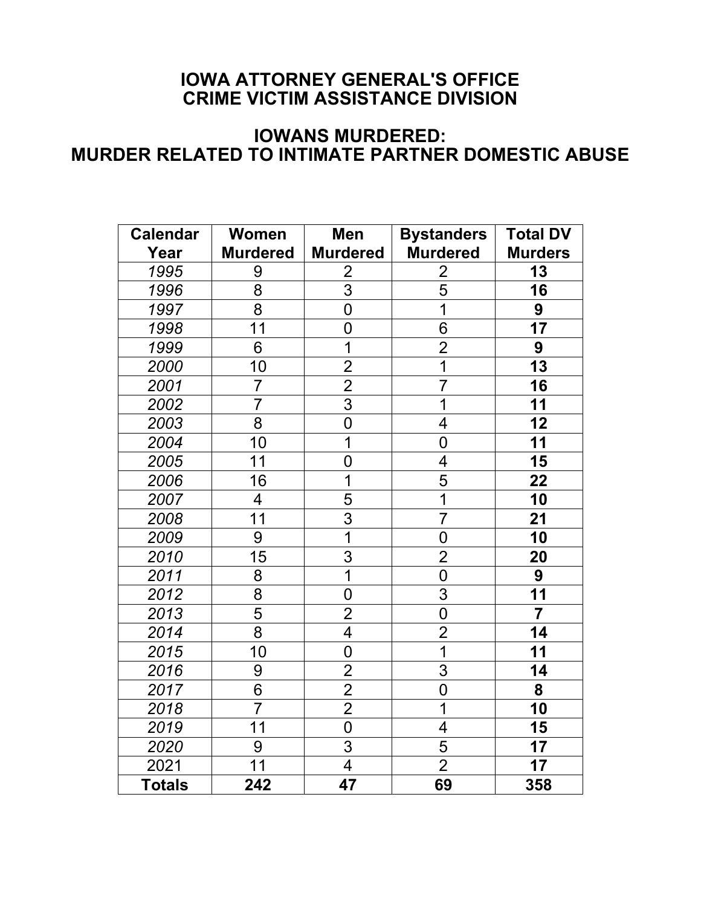# IOWA ATTORNEY GENERAL'S OFFICE
# CRIME VICTIM ASSISTANCE DIVISION

## IOWANS MURDERED:
## MURDER RELATED TO INTIMATE PARTNER DOMESTIC ABUSE

| Calendar Year | Women Murdered | Men Murdered | Bystanders Murdered | Total DV Murders |
|---|---|---|---|---|
| *1995* | 9 | 2 | 2 | **13** |
| *1996* | 8 | 3 | 5 | **16** |
| *1997* | 8 | 0 | 1 | **9** |
| *1998* | 11 | 0 | 6 | **17** |
| *1999* | 6 | 1 | 2 | **9** |
| *2000* | 10 | 2 | 1 | **13** |
| *2001* | 7 | 2 | 7 | **16** |
| *2002* | 7 | 3 | 1 | **11** |
| *2003* | 8 | 0 | 4 | **12** |
| *2004* | 10 | 1 | 0 | **11** |
| *2005* | 11 | 0 | 4 | **15** |
| *2006* | 16 | 1 | 5 | **22** |
| *2007* | 4 | 5 | 1 | **10** |
| *2008* | 11 | 3 | 7 | **21** |
| *2009* | 9 | 1 | 0 | **10** |
| *2010* | 15 | 3 | 2 | **20** |
| *2011* | 8 | 1 | 0 | **9** |
| *2012* | 8 | 0 | 3 | **11** |
| *2013* | 5 | 2 | 0 | **7** |
| *2014* | 8 | 4 | 2 | **14** |
| *2015* | 10 | 0 | 1 | **11** |
| *2016* | 9 | 2 | 3 | **14** |
| *2017* | 6 | 2 | 0 | **8** |
| *2018* | 7 | 2 | 1 | **10** |
| *2019* | 11 | 0 | 4 | **15** |
| *2020* | 9 | 3 | 5 | **17** |
| 2021 | 11 | 4 | 2 | **17** |
| **Totals** | **242** | **47** | **69** | **358** |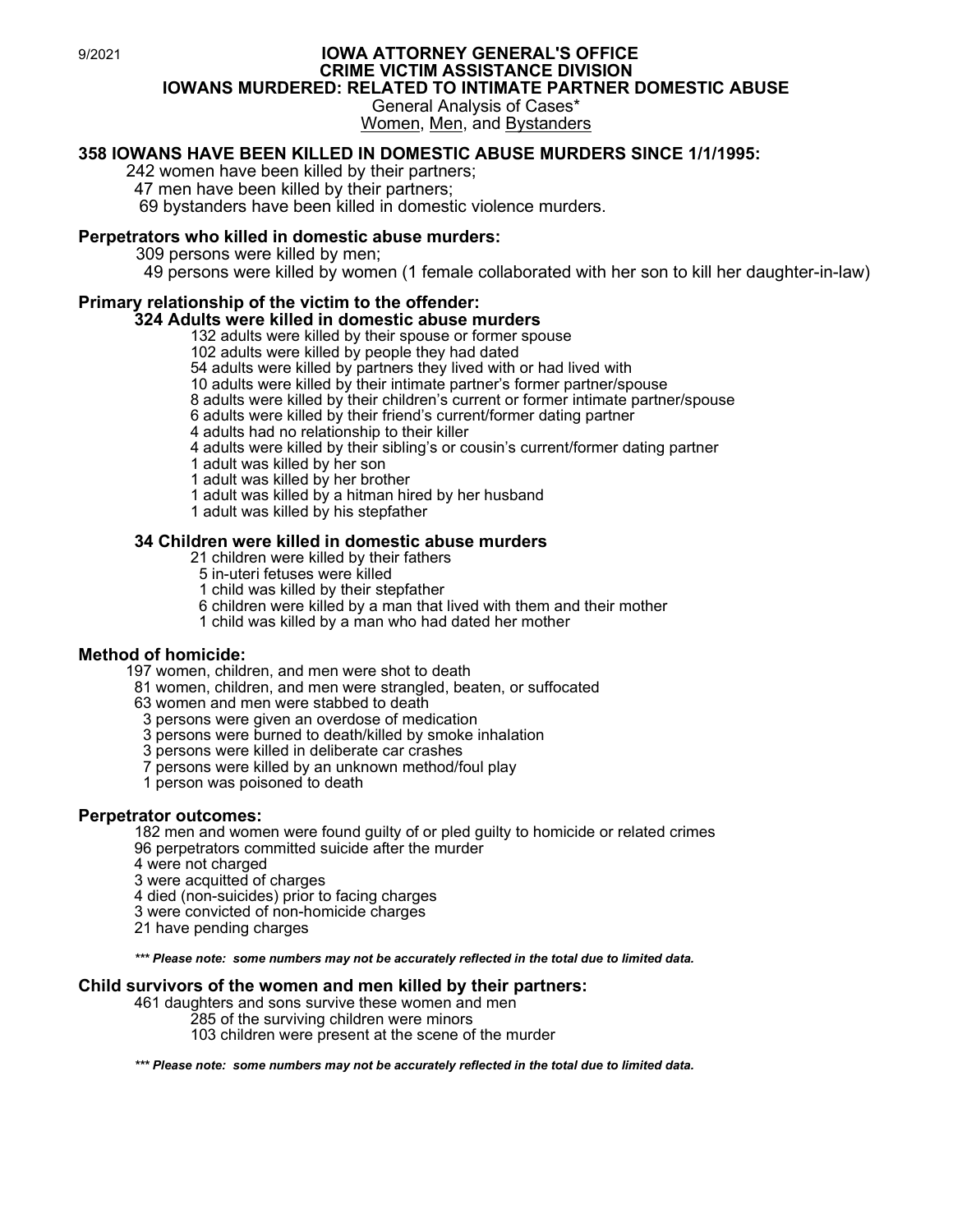9/2021

# IOWA ATTORNEY GENERAL'S OFFICE
# CRIME VICTIM ASSISTANCE DIVISION
# IOWANS MURDERED: RELATED TO INTIMATE PARTNER DOMESTIC ABUSE

General Analysis of Cases*

Women, Men, and Bystanders

## 358 IOWANS HAVE BEEN KILLED IN DOMESTIC ABUSE MURDERS SINCE 1/1/1995:

242 women have been killed by their partners;
47 men have been killed by their partners;
69 bystanders have been killed in domestic violence murders.

## Perpetrators who killed in domestic abuse murders:

309 persons were killed by men;
49 persons were killed by women (1 female collaborated with her son to kill her daughter-in-law)

## Primary relationship of the victim to the offender:

### 324 Adults were killed in domestic abuse murders

132 adults were killed by their spouse or former spouse
102 adults were killed by people they had dated
54 adults were killed by partners they lived with or had lived with
10 adults were killed by their intimate partner's former partner/spouse
8 adults were killed by their children's current or former intimate partner/spouse
6 adults were killed by their friend's current/former dating partner
4 adults had no relationship to their killer
4 adults were killed by their sibling's or cousin's current/former dating partner
1 adult was killed by her son
1 adult was killed by her brother
1 adult was killed by a hitman hired by her husband
1 adult was killed by his stepfather

### 34 Children were killed in domestic abuse murders

21 children were killed by their fathers
5 in-uteri fetuses were killed
1 child was killed by their stepfather
6 children were killed by a man that lived with them and their mother
1 child was killed by a man who had dated her mother

## Method of homicide:

197 women, children, and men were shot to death
81 women, children, and men were strangled, beaten, or suffocated
63 women and men were stabbed to death
3 persons were given an overdose of medication
3 persons were burned to death/killed by smoke inhalation
3 persons were killed in deliberate car crashes
7 persons were killed by an unknown method/foul play
1 person was poisoned to death

## Perpetrator outcomes:

182 men and women were found guilty of or pled guilty to homicide or related crimes
96 perpetrators committed suicide after the murder
4 were not charged
3 were acquitted of charges
4 died (non-suicides) prior to facing charges
3 were convicted of non-homicide charges
21 have pending charges

***\*\*\* Please note: some numbers may not be accurately reflected in the total due to limited data.***

## Child survivors of the women and men killed by their partners:

461 daughters and sons survive these women and men
285 of the surviving children were minors
103 children were present at the scene of the murder

***\*\*\* Please note: some numbers may not be accurately reflected in the total due to limited data.***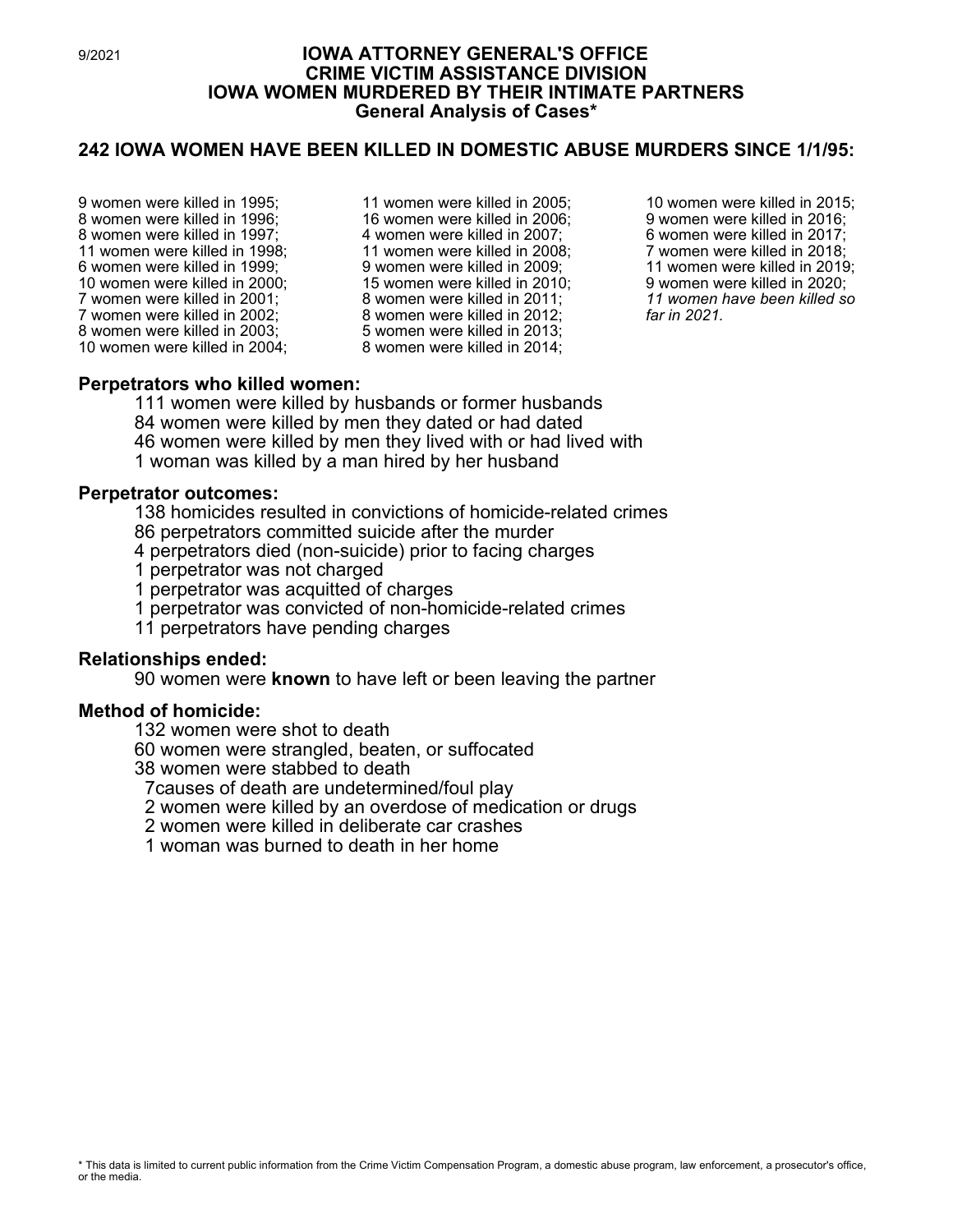9/2021

# IOWA ATTORNEY GENERAL'S OFFICE
# CRIME VICTIM ASSISTANCE DIVISION
# IOWA WOMEN MURDERED BY THEIR INTIMATE PARTNERS
## General Analysis of Cases*

## 242 IOWA WOMEN HAVE BEEN KILLED IN DOMESTIC ABUSE MURDERS SINCE 1/1/95:

9 women were killed in 1995;
8 women were killed in 1996;
8 women were killed in 1997;
11 women were killed in 1998;
6 women were killed in 1999;
10 women were killed in 2000;
7 women were killed in 2001;
7 women were killed in 2002;
8 women were killed in 2003;
10 women were killed in 2004;
11 women were killed in 2005;
16 women were killed in 2006;
4 women were killed in 2007;
11 women were killed in 2008;
9 women were killed in 2009;
15 women were killed in 2010;
8 women were killed in 2011;
8 women were killed in 2012;
5 women were killed in 2013;
8 women were killed in 2014;
10 women were killed in 2015;
9 women were killed in 2016;
6 women were killed in 2017;
7 women were killed in 2018;
11 women were killed in 2019;
9 women were killed in 2020;
*11 women have been killed so far in 2021.*

### Perpetrators who killed women:

111 women were killed by husbands or former husbands
84 women were killed by men they dated or had dated
46 women were killed by men they lived with or had lived with
1 woman was killed by a man hired by her husband

### Perpetrator outcomes:

138 homicides resulted in convictions of homicide-related crimes
86 perpetrators committed suicide after the murder
4 perpetrators died (non-suicide) prior to facing charges
1 perpetrator was not charged
1 perpetrator was acquitted of charges
1 perpetrator was convicted of non-homicide-related crimes
11 perpetrators have pending charges

### Relationships ended:

90 women were **known** to have left or been leaving the partner

### Method of homicide:

132 women were shot to death
60 women were strangled, beaten, or suffocated
38 women were stabbed to death
7causes of death are undetermined/foul play
2 women were killed by an overdose of medication or drugs
2 women were killed in deliberate car crashes
1 woman was burned to death in her home

\* This data is limited to current public information from the Crime Victim Compensation Program, a domestic abuse program, law enforcement, a prosecutor's office, or the media.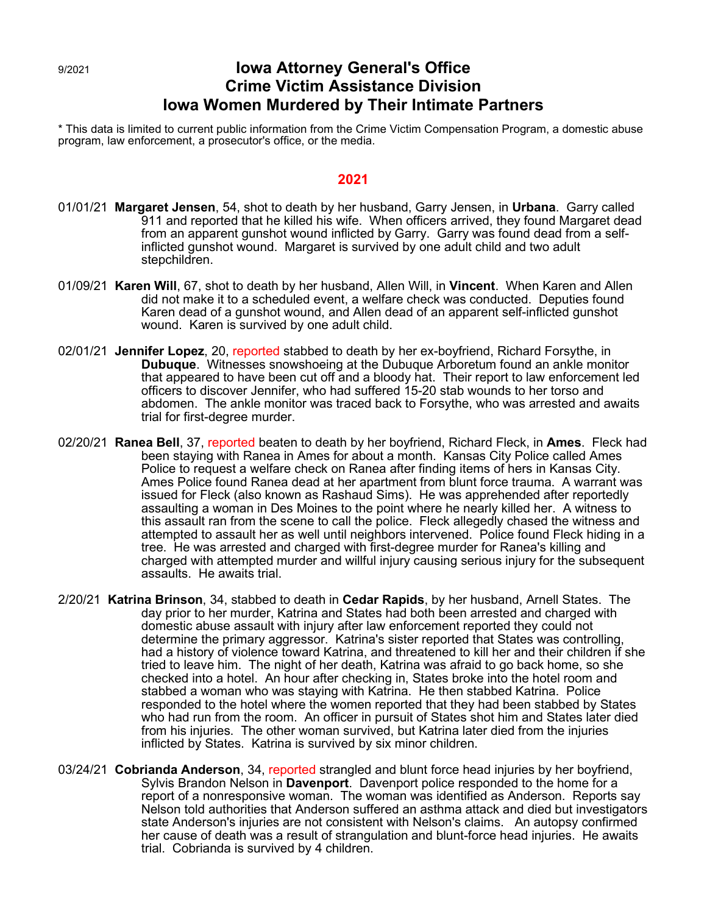9/2021

# Iowa Attorney General's Office
# Crime Victim Assistance Division
# Iowa Women Murdered by Their Intimate Partners

* This data is limited to current public information from the Crime Victim Compensation Program, a domestic abuse program, law enforcement, a prosecutor's office, or the media.

## 2021

01/01/21 **Margaret Jensen**, 54, shot to death by her husband, Garry Jensen, in **Urbana**. Garry called 911 and reported that he killed his wife. When officers arrived, they found Margaret dead from an apparent gunshot wound inflicted by Garry. Garry was found dead from a self-inflicted gunshot wound. Margaret is survived by one adult child and two adult stepchildren.

01/09/21 **Karen Will**, 67, shot to death by her husband, Allen Will, in **Vincent**. When Karen and Allen did not make it to a scheduled event, a welfare check was conducted. Deputies found Karen dead of a gunshot wound, and Allen dead of an apparent self-inflicted gunshot wound. Karen is survived by one adult child.

02/01/21 **Jennifer Lopez**, 20, reported stabbed to death by her ex-boyfriend, Richard Forsythe, in **Dubuque**. Witnesses snowshoeing at the Dubuque Arboretum found an ankle monitor that appeared to have been cut off and a bloody hat. Their report to law enforcement led officers to discover Jennifer, who had suffered 15-20 stab wounds to her torso and abdomen. The ankle monitor was traced back to Forsythe, who was arrested and awaits trial for first-degree murder.

02/20/21 **Ranea Bell**, 37, reported beaten to death by her boyfriend, Richard Fleck, in **Ames**. Fleck had been staying with Ranea in Ames for about a month. Kansas City Police called Ames Police to request a welfare check on Ranea after finding items of hers in Kansas City. Ames Police found Ranea dead at her apartment from blunt force trauma. A warrant was issued for Fleck (also known as Rashaud Sims). He was apprehended after reportedly assaulting a woman in Des Moines to the point where he nearly killed her. A witness to this assault ran from the scene to call the police. Fleck allegedly chased the witness and attempted to assault her as well until neighbors intervened. Police found Fleck hiding in a tree. He was arrested and charged with first-degree murder for Ranea's killing and charged with attempted murder and willful injury causing serious injury for the subsequent assaults. He awaits trial.

2/20/21 **Katrina Brinson**, 34, stabbed to death in **Cedar Rapids**, by her husband, Arnell States. The day prior to her murder, Katrina and States had both been arrested and charged with domestic abuse assault with injury after law enforcement reported they could not determine the primary aggressor. Katrina's sister reported that States was controlling, had a history of violence toward Katrina, and threatened to kill her and their children if she tried to leave him. The night of her death, Katrina was afraid to go back home, so she checked into a hotel. An hour after checking in, States broke into the hotel room and stabbed a woman who was staying with Katrina. He then stabbed Katrina. Police responded to the hotel where the women reported that they had been stabbed by States who had run from the room. An officer in pursuit of States shot him and States later died from his injuries. The other woman survived, but Katrina later died from the injuries inflicted by States. Katrina is survived by six minor children.

03/24/21 **Cobrianda Anderson**, 34, reported strangled and blunt force head injuries by her boyfriend, Sylvis Brandon Nelson in **Davenport**. Davenport police responded to the home for a report of a nonresponsive woman. The woman was identified as Anderson. Reports say Nelson told authorities that Anderson suffered an asthma attack and died but investigators state Anderson's injuries are not consistent with Nelson's claims. An autopsy confirmed her cause of death was a result of strangulation and blunt-force head injuries. He awaits trial. Cobrianda is survived by 4 children.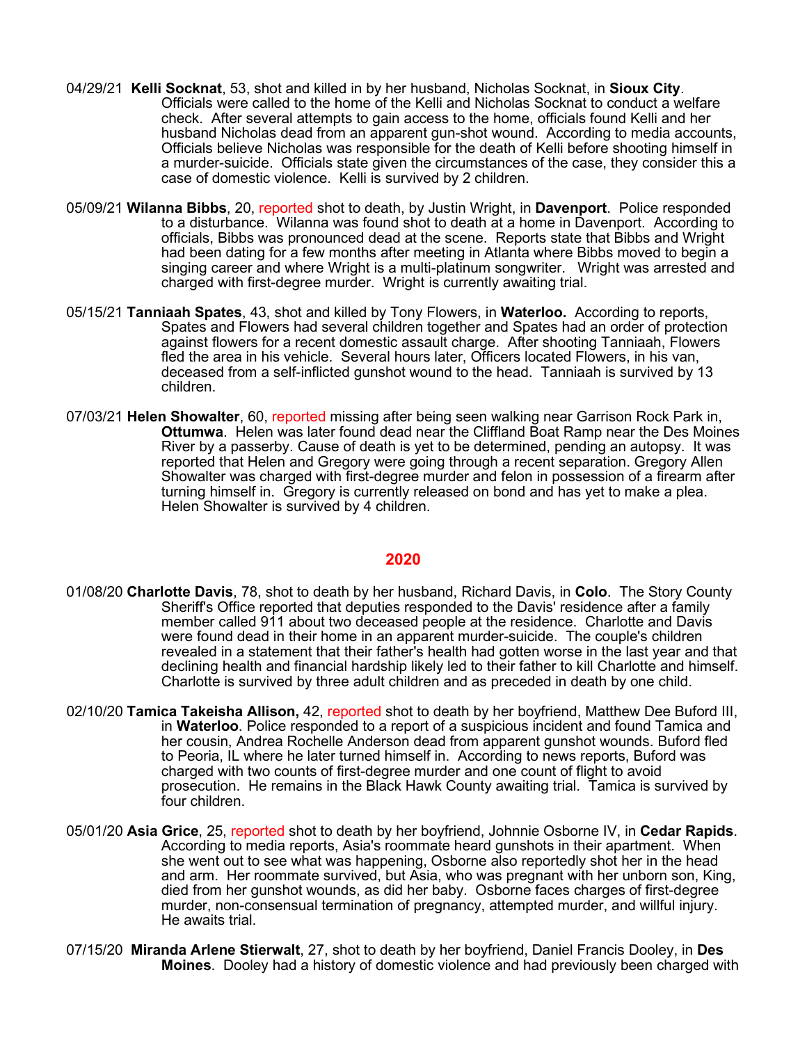04/29/21 **Kelli Socknat**, 53, shot and killed in by her husband, Nicholas Socknat, in **Sioux City**. Officials were called to the home of the Kelli and Nicholas Socknat to conduct a welfare check. After several attempts to gain access to the home, officials found Kelli and her husband Nicholas dead from an apparent gun-shot wound. According to media accounts, Officials believe Nicholas was responsible for the death of Kelli before shooting himself in a murder-suicide. Officials state given the circumstances of the case, they consider this a case of domestic violence. Kelli is survived by 2 children.

05/09/21 **Wilanna Bibbs**, 20, reported shot to death, by Justin Wright, in **Davenport**. Police responded to a disturbance. Wilanna was found shot to death at a home in Davenport. According to officials, Bibbs was pronounced dead at the scene. Reports state that Bibbs and Wright had been dating for a few months after meeting in Atlanta where Bibbs moved to begin a singing career and where Wright is a multi-platinum songwriter. Wright was arrested and charged with first-degree murder. Wright is currently awaiting trial.

05/15/21 **Tanniaah Spates**, 43, shot and killed by Tony Flowers, in **Waterloo.** According to reports, Spates and Flowers had several children together and Spates had an order of protection against flowers for a recent domestic assault charge. After shooting Tanniaah, Flowers fled the area in his vehicle. Several hours later, Officers located Flowers, in his van, deceased from a self-inflicted gunshot wound to the head. Tanniaah is survived by 13 children.

07/03/21 **Helen Showalter**, 60, reported missing after being seen walking near Garrison Rock Park in, **Ottumwa**. Helen was later found dead near the Cliffland Boat Ramp near the Des Moines River by a passerby. Cause of death is yet to be determined, pending an autopsy. It was reported that Helen and Gregory were going through a recent separation. Gregory Allen Showalter was charged with first-degree murder and felon in possession of a firearm after turning himself in. Gregory is currently released on bond and has yet to make a plea. Helen Showalter is survived by 4 children.

## 2020

01/08/20 **Charlotte Davis**, 78, shot to death by her husband, Richard Davis, in **Colo**. The Story County Sheriff's Office reported that deputies responded to the Davis' residence after a family member called 911 about two deceased people at the residence. Charlotte and Davis were found dead in their home in an apparent murder-suicide. The couple's children revealed in a statement that their father's health had gotten worse in the last year and that declining health and financial hardship likely led to their father to kill Charlotte and himself. Charlotte is survived by three adult children and as preceded in death by one child.

02/10/20 **Tamica Takeisha Allison,** 42, reported shot to death by her boyfriend, Matthew Dee Buford III, in **Waterloo**. Police responded to a report of a suspicious incident and found Tamica and her cousin, Andrea Rochelle Anderson dead from apparent gunshot wounds. Buford fled to Peoria, IL where he later turned himself in. According to news reports, Buford was charged with two counts of first-degree murder and one count of flight to avoid prosecution. He remains in the Black Hawk County awaiting trial. Tamica is survived by four children.

05/01/20 **Asia Grice**, 25, reported shot to death by her boyfriend, Johnnie Osborne IV, in **Cedar Rapids**. According to media reports, Asia's roommate heard gunshots in their apartment. When she went out to see what was happening, Osborne also reportedly shot her in the head and arm. Her roommate survived, but Asia, who was pregnant with her unborn son, King, died from her gunshot wounds, as did her baby. Osborne faces charges of first-degree murder, non-consensual termination of pregnancy, attempted murder, and willful injury. He awaits trial.

07/15/20 **Miranda Arlene Stierwalt**, 27, shot to death by her boyfriend, Daniel Francis Dooley, in **Des Moines**. Dooley had a history of domestic violence and had previously been charged with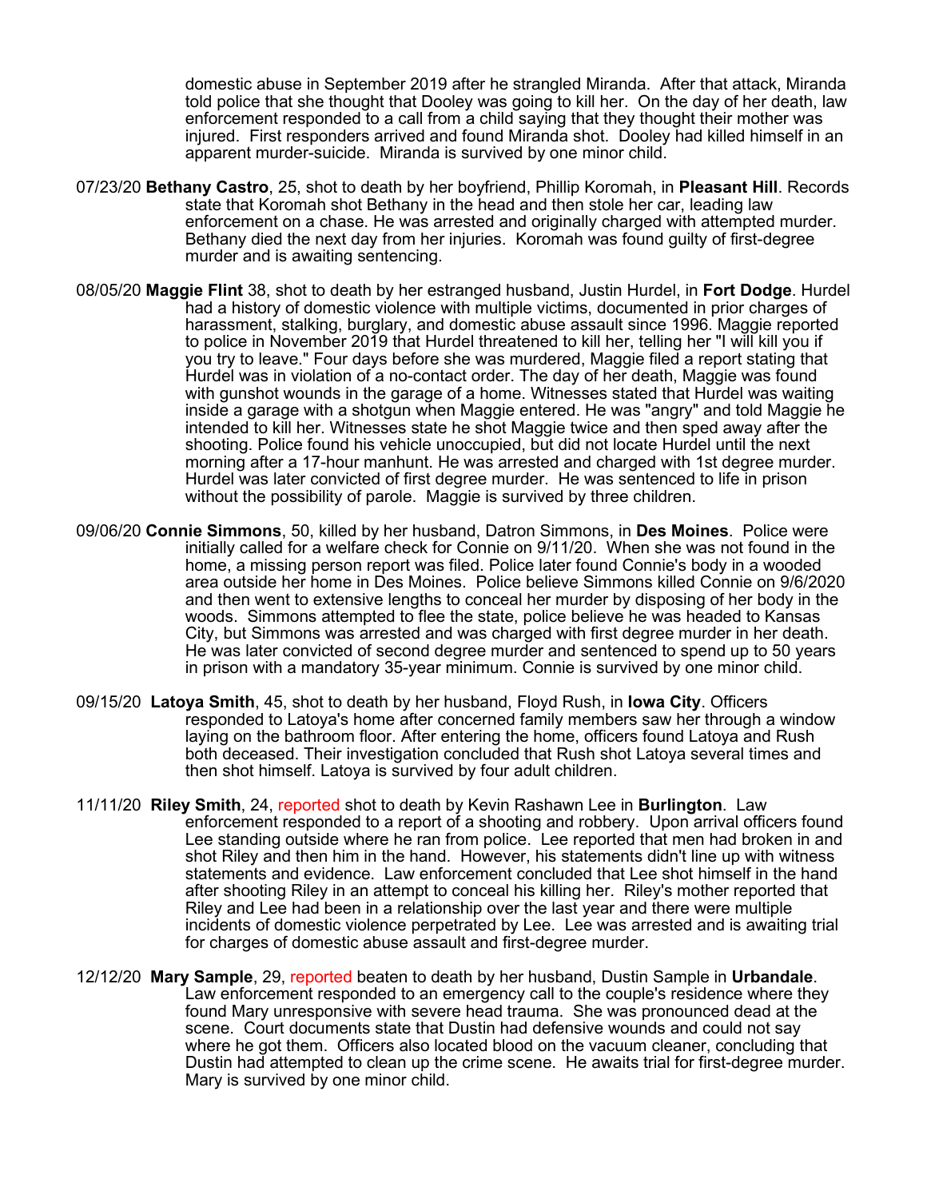domestic abuse in September 2019 after he strangled Miranda. After that attack, Miranda told police that she thought that Dooley was going to kill her. On the day of her death, law enforcement responded to a call from a child saying that they thought their mother was injured. First responders arrived and found Miranda shot. Dooley had killed himself in an apparent murder-suicide. Miranda is survived by one minor child.

07/23/20 **Bethany Castro**, 25, shot to death by her boyfriend, Phillip Koromah, in **Pleasant Hill**. Records state that Koromah shot Bethany in the head and then stole her car, leading law enforcement on a chase. He was arrested and originally charged with attempted murder. Bethany died the next day from her injuries. Koromah was found guilty of first-degree murder and is awaiting sentencing.

08/05/20 **Maggie Flint** 38, shot to death by her estranged husband, Justin Hurdel, in **Fort Dodge**. Hurdel had a history of domestic violence with multiple victims, documented in prior charges of harassment, stalking, burglary, and domestic abuse assault since 1996. Maggie reported to police in November 2019 that Hurdel threatened to kill her, telling her "I will kill you if you try to leave." Four days before she was murdered, Maggie filed a report stating that Hurdel was in violation of a no-contact order. The day of her death, Maggie was found with gunshot wounds in the garage of a home. Witnesses stated that Hurdel was waiting inside a garage with a shotgun when Maggie entered. He was "angry" and told Maggie he intended to kill her. Witnesses state he shot Maggie twice and then sped away after the shooting. Police found his vehicle unoccupied, but did not locate Hurdel until the next morning after a 17-hour manhunt. He was arrested and charged with 1st degree murder. Hurdel was later convicted of first degree murder. He was sentenced to life in prison without the possibility of parole. Maggie is survived by three children.

09/06/20 **Connie Simmons**, 50, killed by her husband, Datron Simmons, in **Des Moines**. Police were initially called for a welfare check for Connie on 9/11/20. When she was not found in the home, a missing person report was filed. Police later found Connie's body in a wooded area outside her home in Des Moines. Police believe Simmons killed Connie on 9/6/2020 and then went to extensive lengths to conceal her murder by disposing of her body in the woods. Simmons attempted to flee the state, police believe he was headed to Kansas City, but Simmons was arrested and was charged with first degree murder in her death. He was later convicted of second degree murder and sentenced to spend up to 50 years in prison with a mandatory 35-year minimum. Connie is survived by one minor child.

09/15/20 **Latoya Smith**, 45, shot to death by her husband, Floyd Rush, in **Iowa City**. Officers responded to Latoya's home after concerned family members saw her through a window laying on the bathroom floor. After entering the home, officers found Latoya and Rush both deceased. Their investigation concluded that Rush shot Latoya several times and then shot himself. Latoya is survived by four adult children.

11/11/20 **Riley Smith**, 24, reported shot to death by Kevin Rashawn Lee in **Burlington**. Law enforcement responded to a report of a shooting and robbery. Upon arrival officers found Lee standing outside where he ran from police. Lee reported that men had broken in and shot Riley and then him in the hand. However, his statements didn't line up with witness statements and evidence. Law enforcement concluded that Lee shot himself in the hand after shooting Riley in an attempt to conceal his killing her. Riley's mother reported that Riley and Lee had been in a relationship over the last year and there were multiple incidents of domestic violence perpetrated by Lee. Lee was arrested and is awaiting trial for charges of domestic abuse assault and first-degree murder.

12/12/20 **Mary Sample**, 29, reported beaten to death by her husband, Dustin Sample in **Urbandale**. Law enforcement responded to an emergency call to the couple's residence where they found Mary unresponsive with severe head trauma. She was pronounced dead at the scene. Court documents state that Dustin had defensive wounds and could not say where he got them. Officers also located blood on the vacuum cleaner, concluding that Dustin had attempted to clean up the crime scene. He awaits trial for first-degree murder. Mary is survived by one minor child.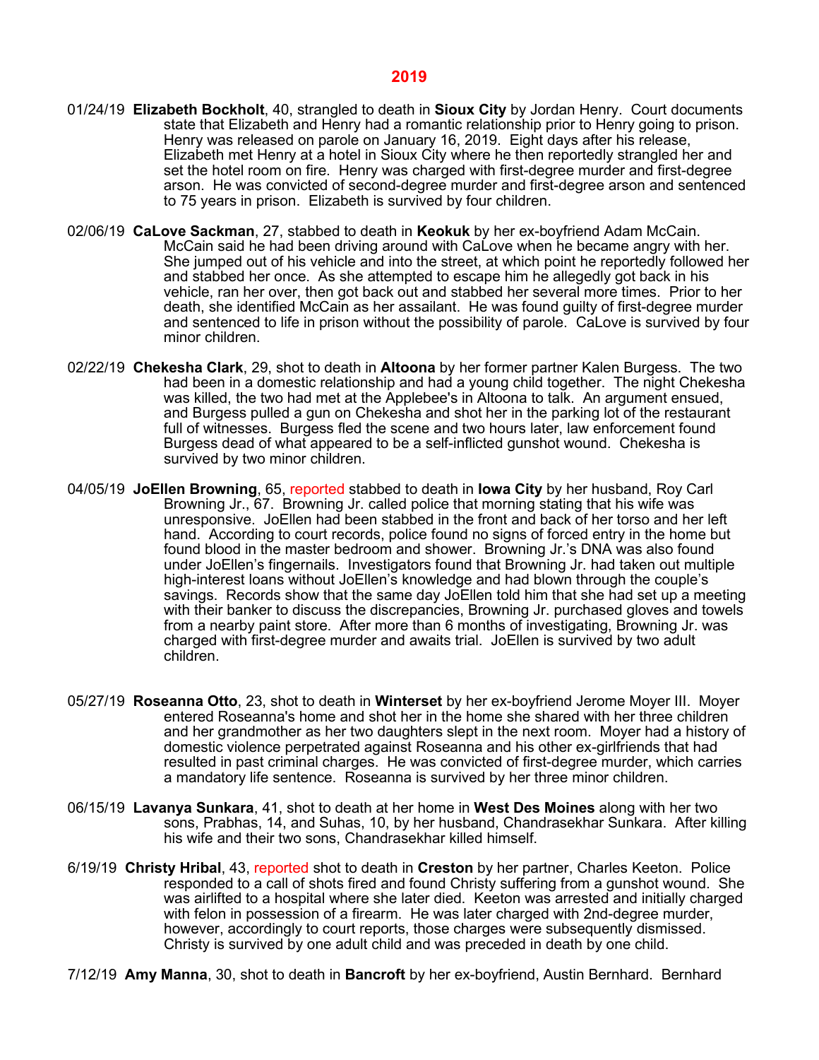## 2019

01/24/19 **Elizabeth Bockholt**, 40, strangled to death in **Sioux City** by Jordan Henry. Court documents state that Elizabeth and Henry had a romantic relationship prior to Henry going to prison. Henry was released on parole on January 16, 2019. Eight days after his release, Elizabeth met Henry at a hotel in Sioux City where he then reportedly strangled her and set the hotel room on fire. Henry was charged with first-degree murder and first-degree arson. He was convicted of second-degree murder and first-degree arson and sentenced to 75 years in prison. Elizabeth is survived by four children.

02/06/19 **CaLove Sackman**, 27, stabbed to death in **Keokuk** by her ex-boyfriend Adam McCain. McCain said he had been driving around with CaLove when he became angry with her. She jumped out of his vehicle and into the street, at which point he reportedly followed her and stabbed her once. As she attempted to escape him he allegedly got back in his vehicle, ran her over, then got back out and stabbed her several more times. Prior to her death, she identified McCain as her assailant. He was found guilty of first-degree murder and sentenced to life in prison without the possibility of parole. CaLove is survived by four minor children.

02/22/19 **Chekesha Clark**, 29, shot to death in **Altoona** by her former partner Kalen Burgess. The two had been in a domestic relationship and had a young child together. The night Chekesha was killed, the two had met at the Applebee's in Altoona to talk. An argument ensued, and Burgess pulled a gun on Chekesha and shot her in the parking lot of the restaurant full of witnesses. Burgess fled the scene and two hours later, law enforcement found Burgess dead of what appeared to be a self-inflicted gunshot wound. Chekesha is survived by two minor children.

04/05/19 **JoEllen Browning**, 65, reported stabbed to death in **Iowa City** by her husband, Roy Carl Browning Jr., 67. Browning Jr. called police that morning stating that his wife was unresponsive. JoEllen had been stabbed in the front and back of her torso and her left hand. According to court records, police found no signs of forced entry in the home but found blood in the master bedroom and shower. Browning Jr.'s DNA was also found under JoEllen's fingernails. Investigators found that Browning Jr. had taken out multiple high-interest loans without JoEllen's knowledge and had blown through the couple's savings. Records show that the same day JoEllen told him that she had set up a meeting with their banker to discuss the discrepancies, Browning Jr. purchased gloves and towels from a nearby paint store. After more than 6 months of investigating, Browning Jr. was charged with first-degree murder and awaits trial. JoEllen is survived by two adult children.

05/27/19 **Roseanna Otto**, 23, shot to death in **Winterset** by her ex-boyfriend Jerome Moyer III. Moyer entered Roseanna's home and shot her in the home she shared with her three children and her grandmother as her two daughters slept in the next room. Moyer had a history of domestic violence perpetrated against Roseanna and his other ex-girlfriends that had resulted in past criminal charges. He was convicted of first-degree murder, which carries a mandatory life sentence. Roseanna is survived by her three minor children.

06/15/19 **Lavanya Sunkara**, 41, shot to death at her home in **West Des Moines** along with her two sons, Prabhas, 14, and Suhas, 10, by her husband, Chandrasekhar Sunkara. After killing his wife and their two sons, Chandrasekhar killed himself.

6/19/19 **Christy Hribal**, 43, reported shot to death in **Creston** by her partner, Charles Keeton. Police responded to a call of shots fired and found Christy suffering from a gunshot wound. She was airlifted to a hospital where she later died. Keeton was arrested and initially charged with felon in possession of a firearm. He was later charged with 2nd-degree murder, however, accordingly to court reports, those charges were subsequently dismissed. Christy is survived by one adult child and was preceded in death by one child.

7/12/19 **Amy Manna**, 30, shot to death in **Bancroft** by her ex-boyfriend, Austin Bernhard. Bernhard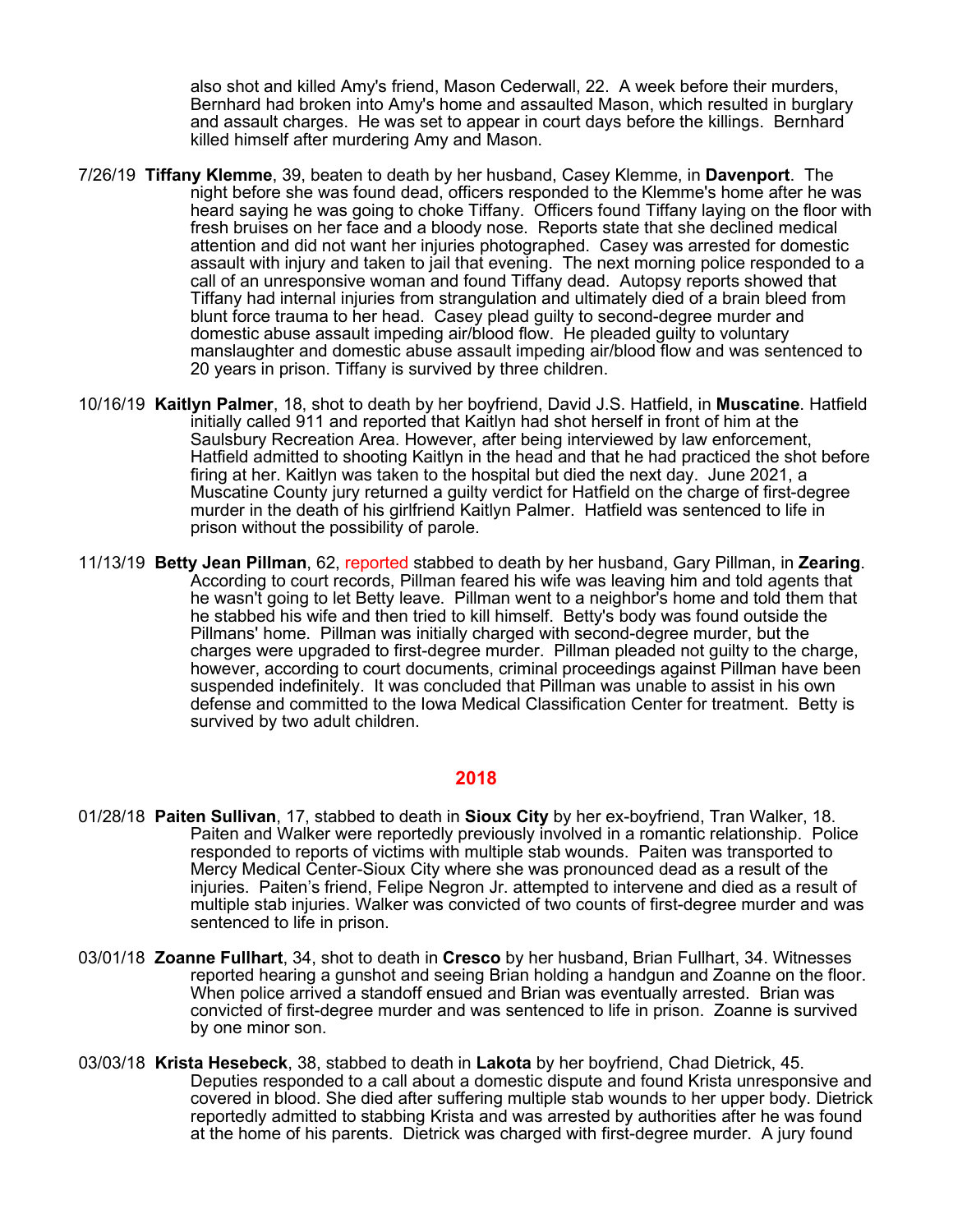also shot and killed Amy's friend, Mason Cederwall, 22. A week before their murders, Bernhard had broken into Amy's home and assaulted Mason, which resulted in burglary and assault charges. He was set to appear in court days before the killings. Bernhard killed himself after murdering Amy and Mason.

7/26/19 **Tiffany Klemme**, 39, beaten to death by her husband, Casey Klemme, in **Davenport**. The night before she was found dead, officers responded to the Klemme's home after he was heard saying he was going to choke Tiffany. Officers found Tiffany laying on the floor with fresh bruises on her face and a bloody nose. Reports state that she declined medical attention and did not want her injuries photographed. Casey was arrested for domestic assault with injury and taken to jail that evening. The next morning police responded to a call of an unresponsive woman and found Tiffany dead. Autopsy reports showed that Tiffany had internal injuries from strangulation and ultimately died of a brain bleed from blunt force trauma to her head. Casey plead guilty to second-degree murder and domestic abuse assault impeding air/blood flow. He pleaded guilty to voluntary manslaughter and domestic abuse assault impeding air/blood flow and was sentenced to 20 years in prison. Tiffany is survived by three children.

10/16/19 **Kaitlyn Palmer**, 18, shot to death by her boyfriend, David J.S. Hatfield, in **Muscatine**. Hatfield initially called 911 and reported that Kaitlyn had shot herself in front of him at the Saulsbury Recreation Area. However, after being interviewed by law enforcement, Hatfield admitted to shooting Kaitlyn in the head and that he had practiced the shot before firing at her. Kaitlyn was taken to the hospital but died the next day. June 2021, a Muscatine County jury returned a guilty verdict for Hatfield on the charge of first-degree murder in the death of his girlfriend Kaitlyn Palmer. Hatfield was sentenced to life in prison without the possibility of parole.

11/13/19 **Betty Jean Pillman**, 62, reported stabbed to death by her husband, Gary Pillman, in **Zearing**. According to court records, Pillman feared his wife was leaving him and told agents that he wasn't going to let Betty leave. Pillman went to a neighbor's home and told them that he stabbed his wife and then tried to kill himself. Betty's body was found outside the Pillmans' home. Pillman was initially charged with second-degree murder, but the charges were upgraded to first-degree murder. Pillman pleaded not guilty to the charge, however, according to court documents, criminal proceedings against Pillman have been suspended indefinitely. It was concluded that Pillman was unable to assist in his own defense and committed to the Iowa Medical Classification Center for treatment. Betty is survived by two adult children.

## 2018

01/28/18 **Paiten Sullivan**, 17, stabbed to death in **Sioux City** by her ex-boyfriend, Tran Walker, 18. Paiten and Walker were reportedly previously involved in a romantic relationship. Police responded to reports of victims with multiple stab wounds. Paiten was transported to Mercy Medical Center-Sioux City where she was pronounced dead as a result of the injuries. Paiten's friend, Felipe Negron Jr. attempted to intervene and died as a result of multiple stab injuries. Walker was convicted of two counts of first-degree murder and was sentenced to life in prison.

03/01/18 **Zoanne Fullhart**, 34, shot to death in **Cresco** by her husband, Brian Fullhart, 34. Witnesses reported hearing a gunshot and seeing Brian holding a handgun and Zoanne on the floor. When police arrived a standoff ensued and Brian was eventually arrested. Brian was convicted of first-degree murder and was sentenced to life in prison. Zoanne is survived by one minor son.

03/03/18 **Krista Hesebeck**, 38, stabbed to death in **Lakota** by her boyfriend, Chad Dietrick, 45. Deputies responded to a call about a domestic dispute and found Krista unresponsive and covered in blood. She died after suffering multiple stab wounds to her upper body. Dietrick reportedly admitted to stabbing Krista and was arrested by authorities after he was found at the home of his parents. Dietrick was charged with first-degree murder. A jury found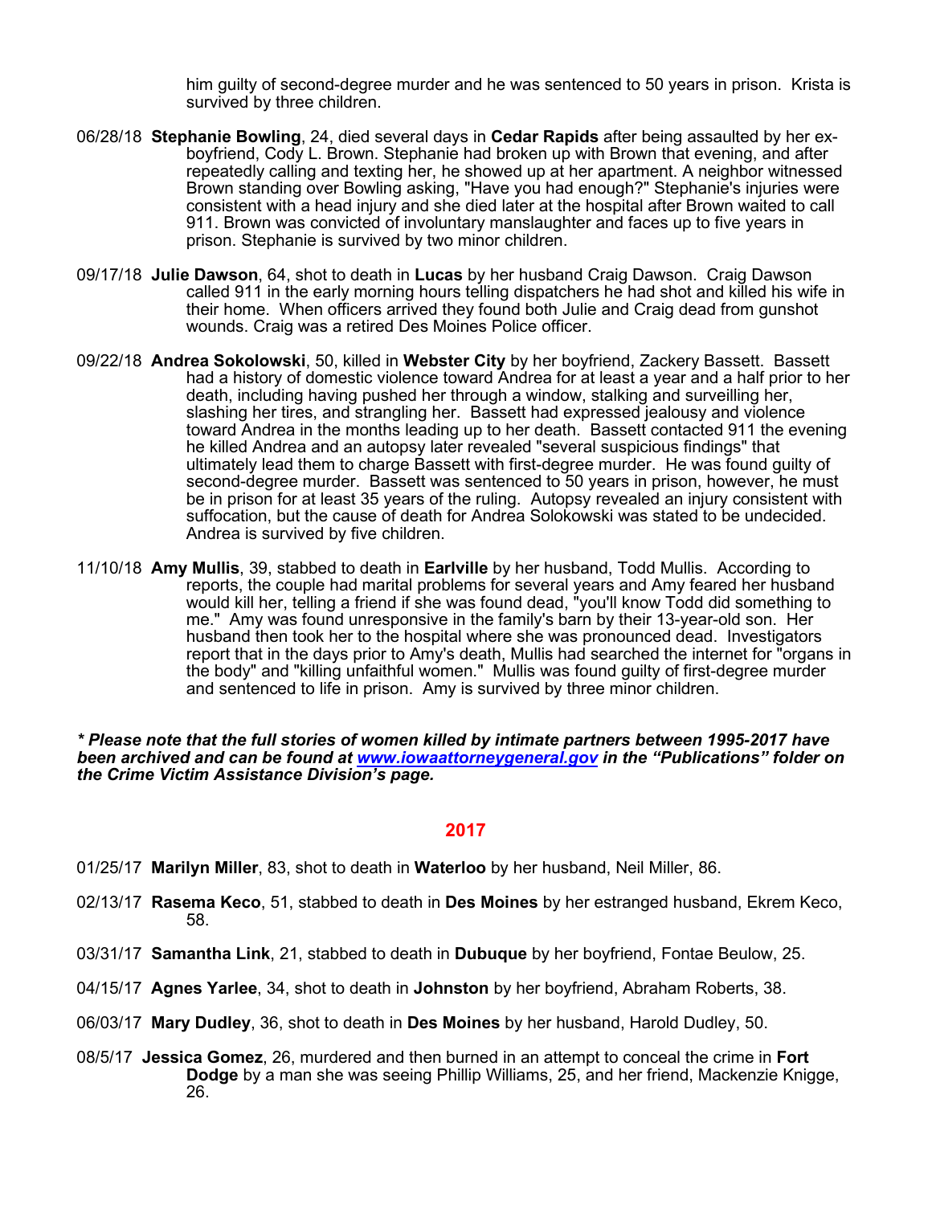him guilty of second-degree murder and he was sentenced to 50 years in prison. Krista is survived by three children.

06/28/18 **Stephanie Bowling**, 24, died several days in **Cedar Rapids** after being assaulted by her ex-boyfriend, Cody L. Brown. Stephanie had broken up with Brown that evening, and after repeatedly calling and texting her, he showed up at her apartment. A neighbor witnessed Brown standing over Bowling asking, "Have you had enough?" Stephanie's injuries were consistent with a head injury and she died later at the hospital after Brown waited to call 911. Brown was convicted of involuntary manslaughter and faces up to five years in prison. Stephanie is survived by two minor children.

09/17/18 **Julie Dawson**, 64, shot to death in **Lucas** by her husband Craig Dawson. Craig Dawson called 911 in the early morning hours telling dispatchers he had shot and killed his wife in their home. When officers arrived they found both Julie and Craig dead from gunshot wounds. Craig was a retired Des Moines Police officer.

09/22/18 **Andrea Sokolowski**, 50, killed in **Webster City** by her boyfriend, Zackery Bassett. Bassett had a history of domestic violence toward Andrea for at least a year and a half prior to her death, including having pushed her through a window, stalking and surveilling her, slashing her tires, and strangling her. Bassett had expressed jealousy and violence toward Andrea in the months leading up to her death. Bassett contacted 911 the evening he killed Andrea and an autopsy later revealed "several suspicious findings" that ultimately lead them to charge Bassett with first-degree murder. He was found guilty of second-degree murder. Bassett was sentenced to 50 years in prison, however, he must be in prison for at least 35 years of the ruling. Autopsy revealed an injury consistent with suffocation, but the cause of death for Andrea Solokowski was stated to be undecided. Andrea is survived by five children.

11/10/18 **Amy Mullis**, 39, stabbed to death in **Earlville** by her husband, Todd Mullis. According to reports, the couple had marital problems for several years and Amy feared her husband would kill her, telling a friend if she was found dead, "you'll know Todd did something to me." Amy was found unresponsive in the family's barn by their 13-year-old son. Her husband then took her to the hospital where she was pronounced dead. Investigators report that in the days prior to Amy's death, Mullis had searched the internet for "organs in the body" and "killing unfaithful women." Mullis was found guilty of first-degree murder and sentenced to life in prison. Amy is survived by three minor children.

***\* Please note that the full stories of women killed by intimate partners between 1995-2017 have been archived and can be found at [www.iowaattorneygeneral.gov](http://www.iowaattorneygeneral.gov) in the "Publications" folder on the Crime Victim Assistance Division's page.***

## 2017

01/25/17 **Marilyn Miller**, 83, shot to death in **Waterloo** by her husband, Neil Miller, 86.

02/13/17 **Rasema Keco**, 51, stabbed to death in **Des Moines** by her estranged husband, Ekrem Keco, 58.

03/31/17 **Samantha Link**, 21, stabbed to death in **Dubuque** by her boyfriend, Fontae Beulow, 25.

04/15/17 **Agnes Yarlee**, 34, shot to death in **Johnston** by her boyfriend, Abraham Roberts, 38.

06/03/17 **Mary Dudley**, 36, shot to death in **Des Moines** by her husband, Harold Dudley, 50.

08/5/17 **Jessica Gomez**, 26, murdered and then burned in an attempt to conceal the crime in **Fort Dodge** by a man she was seeing Phillip Williams, 25, and her friend, Mackenzie Knigge, 26.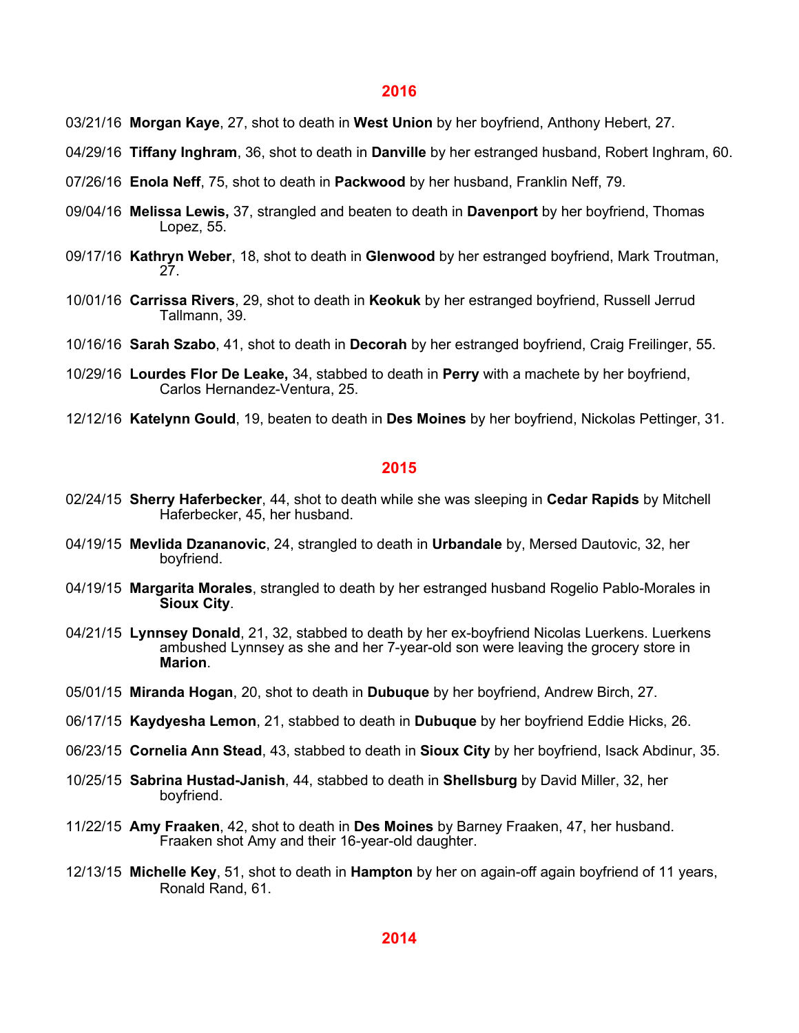## 2016

03/21/16 **Morgan Kaye**, 27, shot to death in **West Union** by her boyfriend, Anthony Hebert, 27.

04/29/16 **Tiffany Inghram**, 36, shot to death in **Danville** by her estranged husband, Robert Inghram, 60.

07/26/16 **Enola Neff**, 75, shot to death in **Packwood** by her husband, Franklin Neff, 79.

09/04/16 **Melissa Lewis,** 37, strangled and beaten to death in **Davenport** by her boyfriend, Thomas Lopez, 55.

09/17/16 **Kathryn Weber**, 18, shot to death in **Glenwood** by her estranged boyfriend, Mark Troutman, 27.

10/01/16 **Carrissa Rivers**, 29, shot to death in **Keokuk** by her estranged boyfriend, Russell Jerrud Tallmann, 39.

10/16/16 **Sarah Szabo**, 41, shot to death in **Decorah** by her estranged boyfriend, Craig Freilinger, 55.

10/29/16 **Lourdes Flor De Leake,** 34, stabbed to death in **Perry** with a machete by her boyfriend, Carlos Hernandez-Ventura, 25.

12/12/16 **Katelynn Gould**, 19, beaten to death in **Des Moines** by her boyfriend, Nickolas Pettinger, 31.

## 2015

02/24/15 **Sherry Haferbecker**, 44, shot to death while she was sleeping in **Cedar Rapids** by Mitchell Haferbecker, 45, her husband.

04/19/15 **Mevlida Dzananovic**, 24, strangled to death in **Urbandale** by, Mersed Dautovic, 32, her boyfriend.

04/19/15 **Margarita Morales**, strangled to death by her estranged husband Rogelio Pablo-Morales in **Sioux City**.

04/21/15 **Lynnsey Donald**, 21, 32, stabbed to death by her ex-boyfriend Nicolas Luerkens. Luerkens ambushed Lynnsey as she and her 7-year-old son were leaving the grocery store in **Marion**.

05/01/15 **Miranda Hogan**, 20, shot to death in **Dubuque** by her boyfriend, Andrew Birch, 27.

06/17/15 **Kaydyesha Lemon**, 21, stabbed to death in **Dubuque** by her boyfriend Eddie Hicks, 26.

06/23/15 **Cornelia Ann Stead**, 43, stabbed to death in **Sioux City** by her boyfriend, Isack Abdinur, 35.

10/25/15 **Sabrina Hustad-Janish**, 44, stabbed to death in **Shellsburg** by David Miller, 32, her boyfriend.

11/22/15 **Amy Fraaken**, 42, shot to death in **Des Moines** by Barney Fraaken, 47, her husband. Fraaken shot Amy and their 16-year-old daughter.

12/13/15 **Michelle Key**, 51, shot to death in **Hampton** by her on again-off again boyfriend of 11 years, Ronald Rand, 61.

## 2014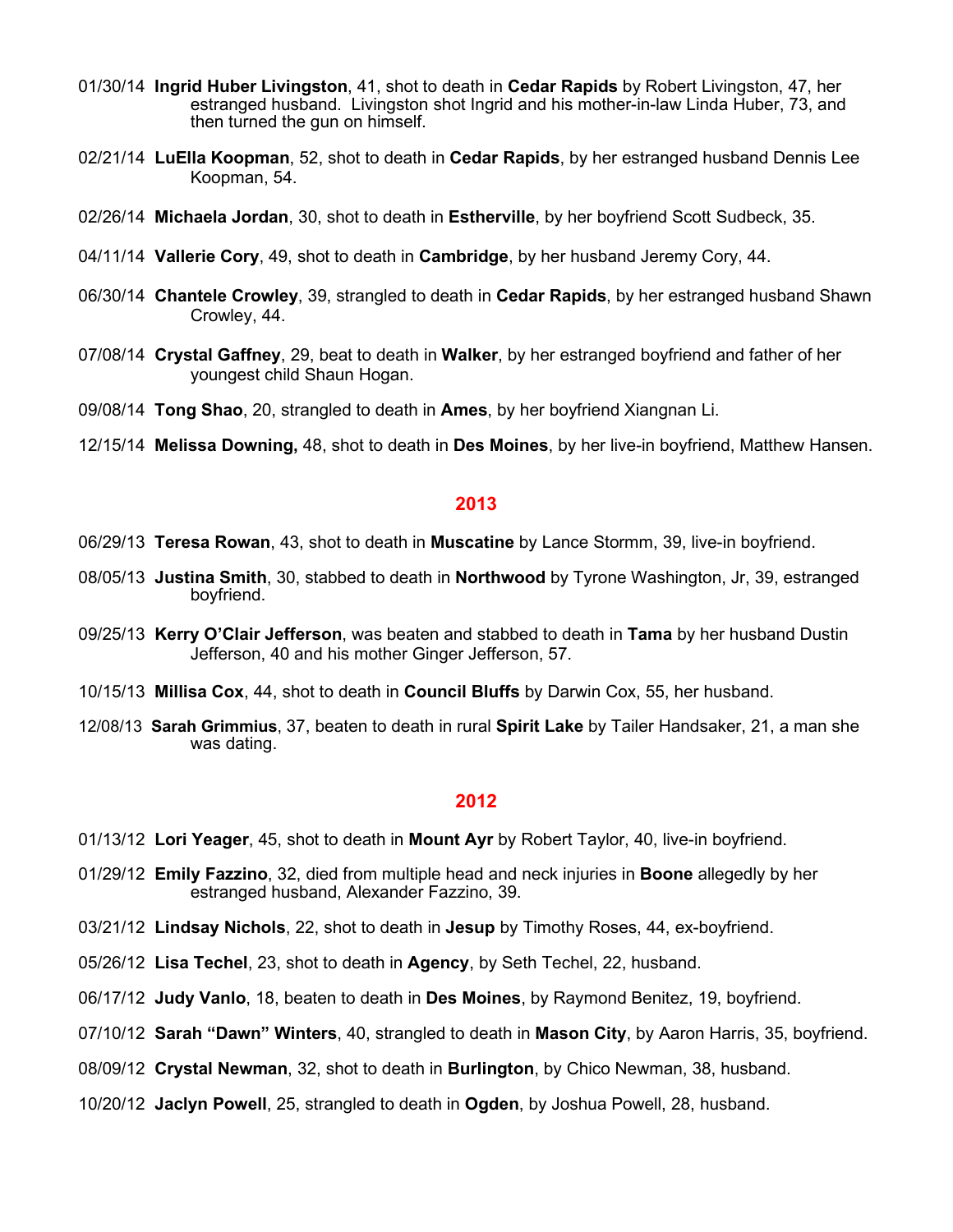01/30/14 **Ingrid Huber Livingston**, 41, shot to death in **Cedar Rapids** by Robert Livingston, 47, her estranged husband. Livingston shot Ingrid and his mother-in-law Linda Huber, 73, and then turned the gun on himself.

02/21/14 **LuElla Koopman**, 52, shot to death in **Cedar Rapids**, by her estranged husband Dennis Lee Koopman, 54.

02/26/14 **Michaela Jordan**, 30, shot to death in **Estherville**, by her boyfriend Scott Sudbeck, 35.

04/11/14 **Vallerie Cory**, 49, shot to death in **Cambridge**, by her husband Jeremy Cory, 44.

06/30/14 **Chantele Crowley**, 39, strangled to death in **Cedar Rapids**, by her estranged husband Shawn Crowley, 44.

07/08/14 **Crystal Gaffney**, 29, beat to death in **Walker**, by her estranged boyfriend and father of her youngest child Shaun Hogan.

09/08/14 **Tong Shao**, 20, strangled to death in **Ames**, by her boyfriend Xiangnan Li.

12/15/14 **Melissa Downing,** 48, shot to death in **Des Moines**, by her live-in boyfriend, Matthew Hansen.

## 2013

06/29/13 **Teresa Rowan**, 43, shot to death in **Muscatine** by Lance Stormm, 39, live-in boyfriend.

08/05/13 **Justina Smith**, 30, stabbed to death in **Northwood** by Tyrone Washington, Jr, 39, estranged boyfriend.

09/25/13 **Kerry O'Clair Jefferson**, was beaten and stabbed to death in **Tama** by her husband Dustin Jefferson, 40 and his mother Ginger Jefferson, 57.

10/15/13 **Millisa Cox**, 44, shot to death in **Council Bluffs** by Darwin Cox, 55, her husband.

12/08/13 **Sarah Grimmius**, 37, beaten to death in rural **Spirit Lake** by Tailer Handsaker, 21, a man she was dating.

## 2012

01/13/12 **Lori Yeager**, 45, shot to death in **Mount Ayr** by Robert Taylor, 40, live-in boyfriend.

01/29/12 **Emily Fazzino**, 32, died from multiple head and neck injuries in **Boone** allegedly by her estranged husband, Alexander Fazzino, 39.

03/21/12 **Lindsay Nichols**, 22, shot to death in **Jesup** by Timothy Roses, 44, ex-boyfriend.

05/26/12 **Lisa Techel**, 23, shot to death in **Agency**, by Seth Techel, 22, husband.

06/17/12 **Judy Vanlo**, 18, beaten to death in **Des Moines**, by Raymond Benitez, 19, boyfriend.

07/10/12 **Sarah "Dawn" Winters**, 40, strangled to death in **Mason City**, by Aaron Harris, 35, boyfriend.

08/09/12 **Crystal Newman**, 32, shot to death in **Burlington**, by Chico Newman, 38, husband.

10/20/12 **Jaclyn Powell**, 25, strangled to death in **Ogden**, by Joshua Powell, 28, husband.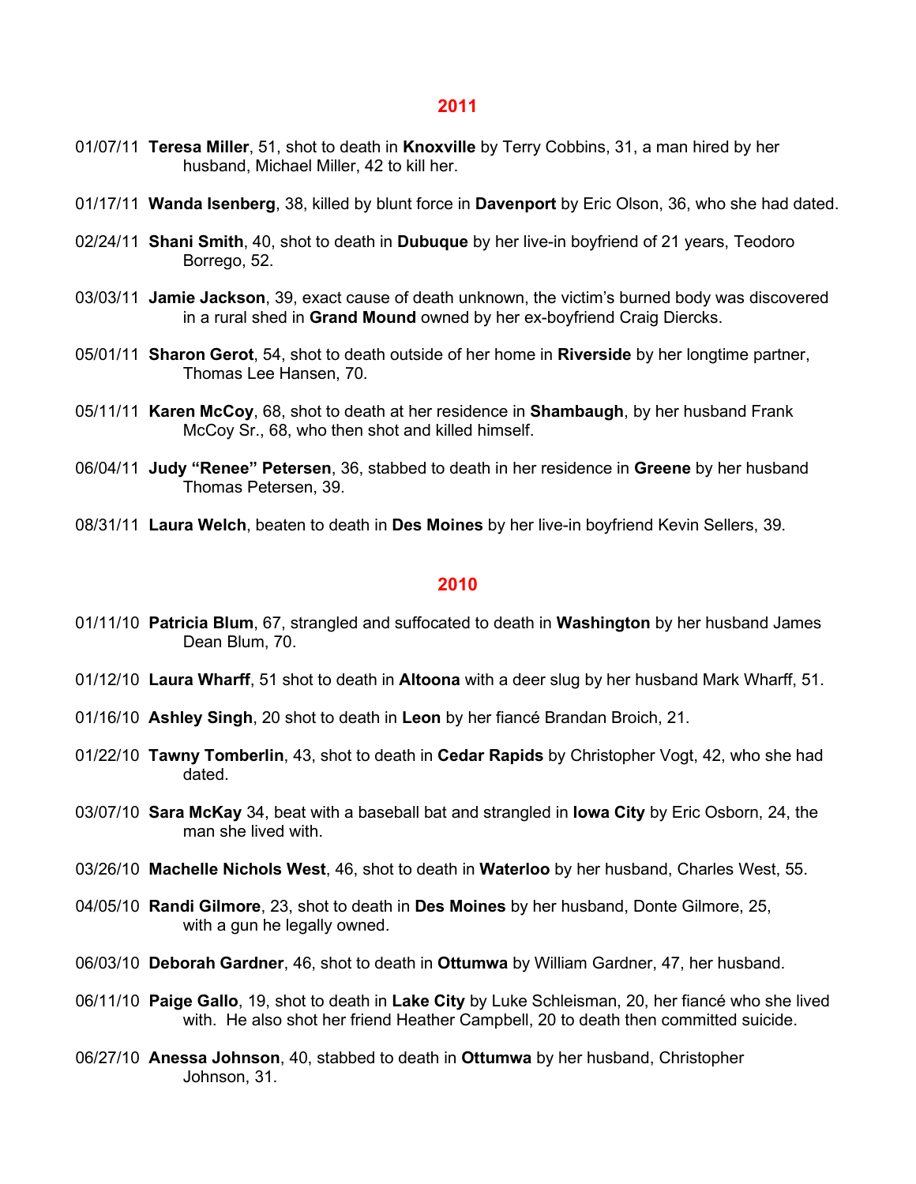## 2011

01/07/11 **Teresa Miller**, 51, shot to death in **Knoxville** by Terry Cobbins, 31, a man hired by her husband, Michael Miller, 42 to kill her.

01/17/11 **Wanda Isenberg**, 38, killed by blunt force in **Davenport** by Eric Olson, 36, who she had dated.

02/24/11 **Shani Smith**, 40, shot to death in **Dubuque** by her live-in boyfriend of 21 years, Teodoro Borrego, 52.

03/03/11 **Jamie Jackson**, 39, exact cause of death unknown, the victim's burned body was discovered in a rural shed in **Grand Mound** owned by her ex-boyfriend Craig Diercks.

05/01/11 **Sharon Gerot**, 54, shot to death outside of her home in **Riverside** by her longtime partner, Thomas Lee Hansen, 70.

05/11/11 **Karen McCoy**, 68, shot to death at her residence in **Shambaugh**, by her husband Frank McCoy Sr., 68, who then shot and killed himself.

06/04/11 **Judy "Renee" Petersen**, 36, stabbed to death in her residence in **Greene** by her husband Thomas Petersen, 39.

08/31/11 **Laura Welch**, beaten to death in **Des Moines** by her live-in boyfriend Kevin Sellers, 39.

## 2010

01/11/10 **Patricia Blum**, 67, strangled and suffocated to death in **Washington** by her husband James Dean Blum, 70.

01/12/10 **Laura Wharff**, 51 shot to death in **Altoona** with a deer slug by her husband Mark Wharff, 51.

01/16/10 **Ashley Singh**, 20 shot to death in **Leon** by her fiancé Brandan Broich, 21.

01/22/10 **Tawny Tomberlin**, 43, shot to death in **Cedar Rapids** by Christopher Vogt, 42, who she had dated.

03/07/10 **Sara McKay** 34, beat with a baseball bat and strangled in **Iowa City** by Eric Osborn, 24, the man she lived with.

03/26/10 **Machelle Nichols West**, 46, shot to death in **Waterloo** by her husband, Charles West, 55.

04/05/10 **Randi Gilmore**, 23, shot to death in **Des Moines** by her husband, Donte Gilmore, 25, with a gun he legally owned.

06/03/10 **Deborah Gardner**, 46, shot to death in **Ottumwa** by William Gardner, 47, her husband.

06/11/10 **Paige Gallo**, 19, shot to death in **Lake City** by Luke Schleisman, 20, her fiancé who she lived with. He also shot her friend Heather Campbell, 20 to death then committed suicide.

06/27/10 **Anessa Johnson**, 40, stabbed to death in **Ottumwa** by her husband, Christopher Johnson, 31.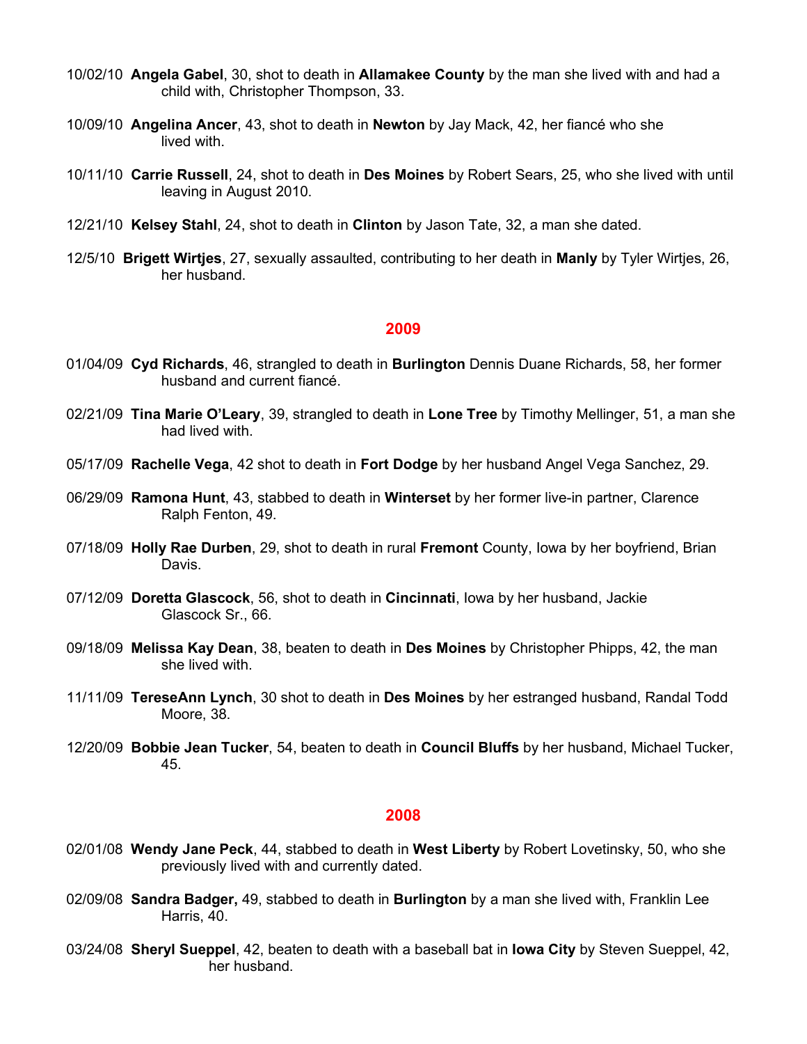10/02/10 **Angela Gabel**, 30, shot to death in **Allamakee County** by the man she lived with and had a child with, Christopher Thompson, 33.

10/09/10 **Angelina Ancer**, 43, shot to death in **Newton** by Jay Mack, 42, her fiancé who she lived with.

10/11/10 **Carrie Russell**, 24, shot to death in **Des Moines** by Robert Sears, 25, who she lived with until leaving in August 2010.

12/21/10 **Kelsey Stahl**, 24, shot to death in **Clinton** by Jason Tate, 32, a man she dated.

12/5/10 **Brigett Wirtjes**, 27, sexually assaulted, contributing to her death in **Manly** by Tyler Wirtjes, 26, her husband.

## 2009

01/04/09 **Cyd Richards**, 46, strangled to death in **Burlington** Dennis Duane Richards, 58, her former husband and current fiancé.

02/21/09 **Tina Marie O'Leary**, 39, strangled to death in **Lone Tree** by Timothy Mellinger, 51, a man she had lived with.

05/17/09 **Rachelle Vega**, 42 shot to death in **Fort Dodge** by her husband Angel Vega Sanchez, 29.

06/29/09 **Ramona Hunt**, 43, stabbed to death in **Winterset** by her former live-in partner, Clarence Ralph Fenton, 49.

07/18/09 **Holly Rae Durben**, 29, shot to death in rural **Fremont** County, Iowa by her boyfriend, Brian Davis.

07/12/09 **Doretta Glascock**, 56, shot to death in **Cincinnati**, Iowa by her husband, Jackie Glascock Sr., 66.

09/18/09 **Melissa Kay Dean**, 38, beaten to death in **Des Moines** by Christopher Phipps, 42, the man she lived with.

11/11/09 **TereseAnn Lynch**, 30 shot to death in **Des Moines** by her estranged husband, Randal Todd Moore, 38.

12/20/09 **Bobbie Jean Tucker**, 54, beaten to death in **Council Bluffs** by her husband, Michael Tucker, 45.

## 2008

02/01/08 **Wendy Jane Peck**, 44, stabbed to death in **West Liberty** by Robert Lovetinsky, 50, who she previously lived with and currently dated.

02/09/08 **Sandra Badger,** 49, stabbed to death in **Burlington** by a man she lived with, Franklin Lee Harris, 40.

03/24/08 **Sheryl Sueppel**, 42, beaten to death with a baseball bat in **Iowa City** by Steven Sueppel, 42, her husband.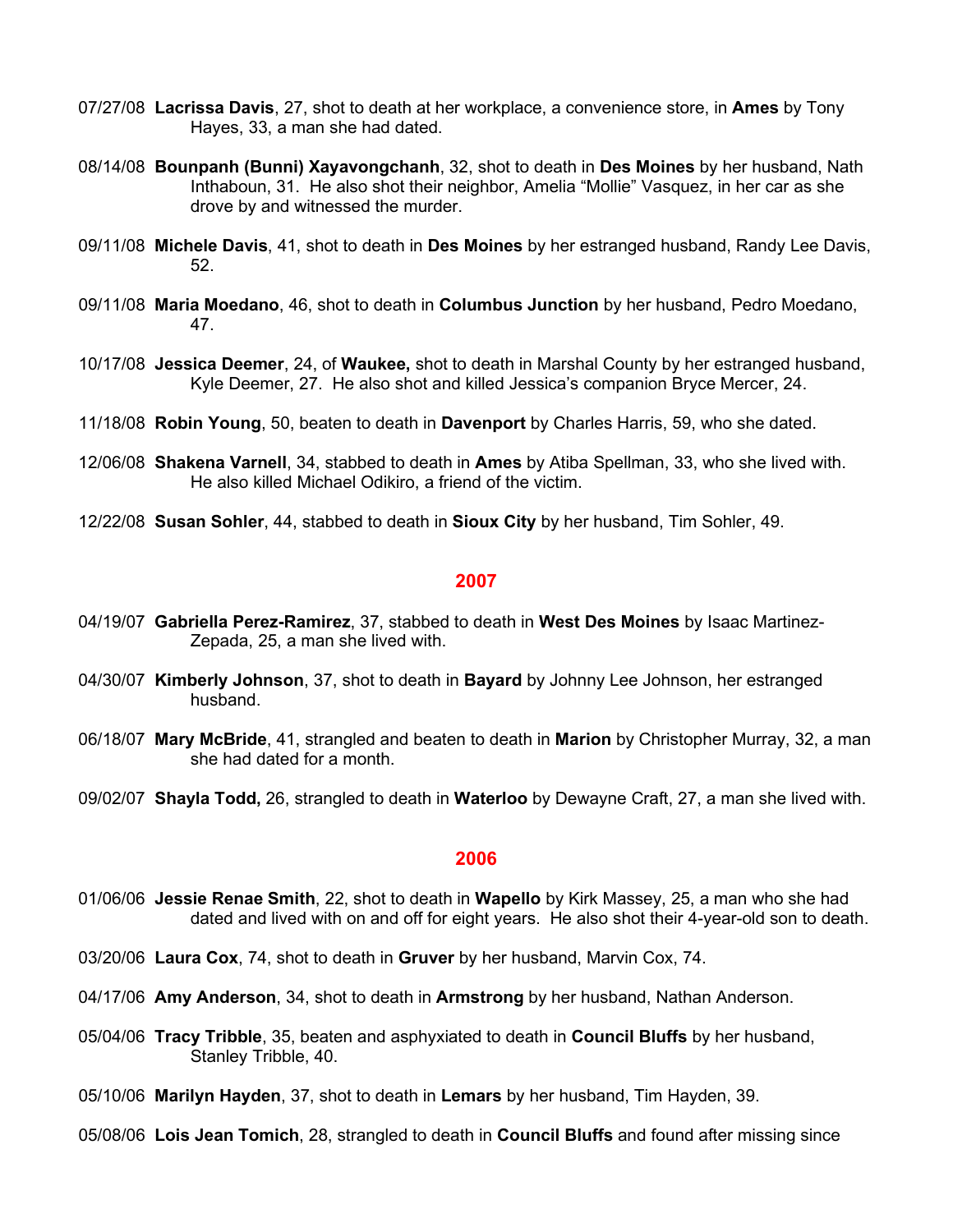07/27/08 **Lacrissa Davis**, 27, shot to death at her workplace, a convenience store, in **Ames** by Tony Hayes, 33, a man she had dated.

08/14/08 **Bounpanh (Bunni) Xayavongchanh**, 32, shot to death in **Des Moines** by her husband, Nath Inthaboun, 31. He also shot their neighbor, Amelia "Mollie" Vasquez, in her car as she drove by and witnessed the murder.

09/11/08 **Michele Davis**, 41, shot to death in **Des Moines** by her estranged husband, Randy Lee Davis, 52.

09/11/08 **Maria Moedano**, 46, shot to death in **Columbus Junction** by her husband, Pedro Moedano, 47.

10/17/08 **Jessica Deemer**, 24, of **Waukee,** shot to death in Marshal County by her estranged husband, Kyle Deemer, 27. He also shot and killed Jessica's companion Bryce Mercer, 24.

11/18/08 **Robin Young**, 50, beaten to death in **Davenport** by Charles Harris, 59, who she dated.

12/06/08 **Shakena Varnell**, 34, stabbed to death in **Ames** by Atiba Spellman, 33, who she lived with. He also killed Michael Odikiro, a friend of the victim.

12/22/08 **Susan Sohler**, 44, stabbed to death in **Sioux City** by her husband, Tim Sohler, 49.

## 2007

04/19/07 **Gabriella Perez-Ramirez**, 37, stabbed to death in **West Des Moines** by Isaac Martinez-Zepada, 25, a man she lived with.

04/30/07 **Kimberly Johnson**, 37, shot to death in **Bayard** by Johnny Lee Johnson, her estranged husband.

06/18/07 **Mary McBride**, 41, strangled and beaten to death in **Marion** by Christopher Murray, 32, a man she had dated for a month.

09/02/07 **Shayla Todd,** 26, strangled to death in **Waterloo** by Dewayne Craft, 27, a man she lived with.

## 2006

01/06/06 **Jessie Renae Smith**, 22, shot to death in **Wapello** by Kirk Massey, 25, a man who she had dated and lived with on and off for eight years. He also shot their 4-year-old son to death.

03/20/06 **Laura Cox**, 74, shot to death in **Gruver** by her husband, Marvin Cox, 74.

04/17/06 **Amy Anderson**, 34, shot to death in **Armstrong** by her husband, Nathan Anderson.

05/04/06 **Tracy Tribble**, 35, beaten and asphyxiated to death in **Council Bluffs** by her husband, Stanley Tribble, 40.

05/10/06 **Marilyn Hayden**, 37, shot to death in **Lemars** by her husband, Tim Hayden, 39.

05/08/06 **Lois Jean Tomich**, 28, strangled to death in **Council Bluffs** and found after missing since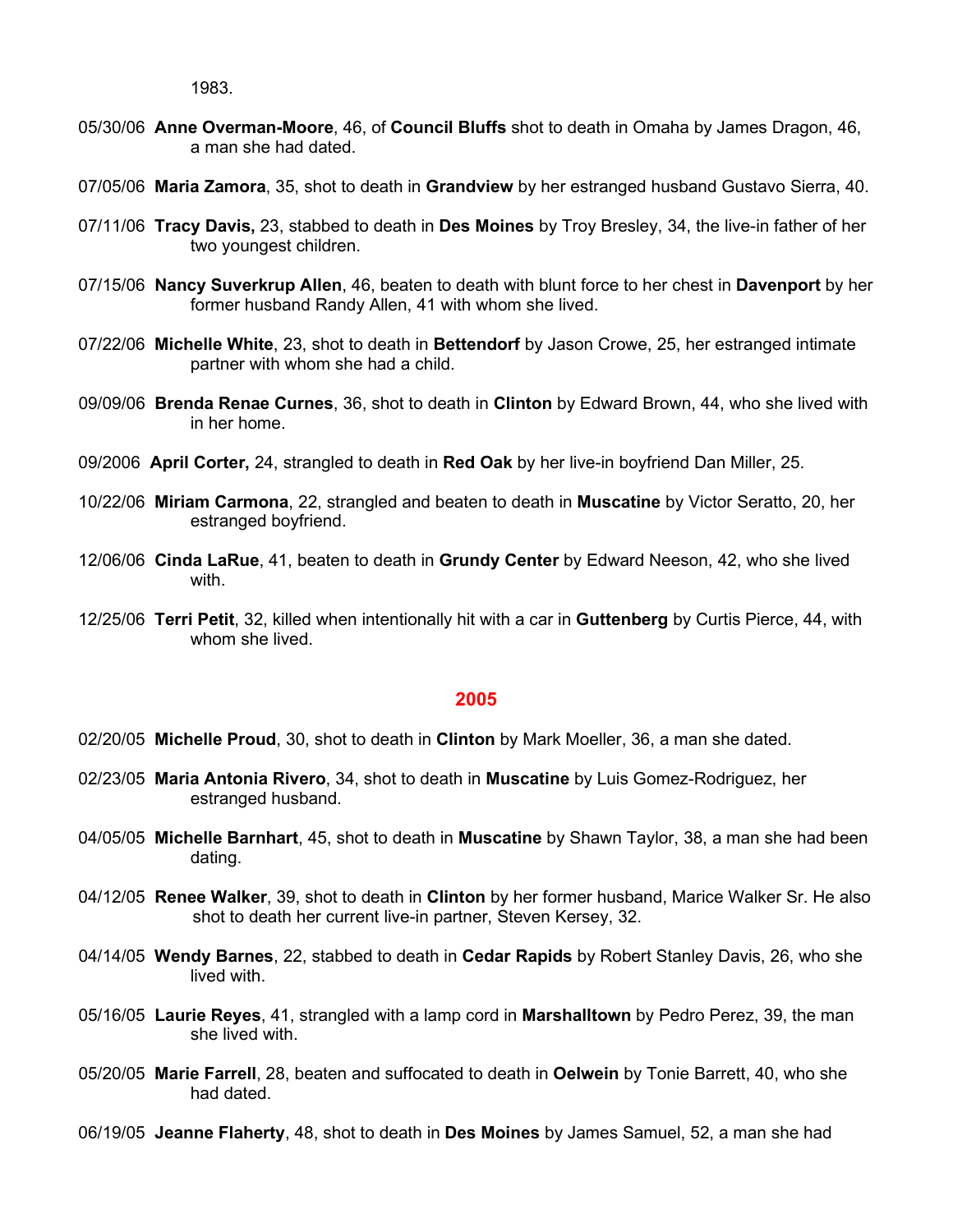1983.

05/30/06 **Anne Overman-Moore**, 46, of **Council Bluffs** shot to death in Omaha by James Dragon, 46, a man she had dated.

07/05/06 **Maria Zamora**, 35, shot to death in **Grandview** by her estranged husband Gustavo Sierra, 40.

07/11/06 **Tracy Davis,** 23, stabbed to death in **Des Moines** by Troy Bresley, 34, the live-in father of her two youngest children.

07/15/06 **Nancy Suverkrup Allen**, 46, beaten to death with blunt force to her chest in **Davenport** by her former husband Randy Allen, 41 with whom she lived.

07/22/06 **Michelle White**, 23, shot to death in **Bettendorf** by Jason Crowe, 25, her estranged intimate partner with whom she had a child.

09/09/06 **Brenda Renae Curnes**, 36, shot to death in **Clinton** by Edward Brown, 44, who she lived with in her home.

09/2006 **April Corter,** 24, strangled to death in **Red Oak** by her live-in boyfriend Dan Miller, 25.

10/22/06 **Miriam Carmona**, 22, strangled and beaten to death in **Muscatine** by Victor Seratto, 20, her estranged boyfriend.

12/06/06 **Cinda LaRue**, 41, beaten to death in **Grundy Center** by Edward Neeson, 42, who she lived with.

12/25/06 **Terri Petit**, 32, killed when intentionally hit with a car in **Guttenberg** by Curtis Pierce, 44, with whom she lived.

## 2005

02/20/05 **Michelle Proud**, 30, shot to death in **Clinton** by Mark Moeller, 36, a man she dated.

02/23/05 **Maria Antonia Rivero**, 34, shot to death in **Muscatine** by Luis Gomez-Rodriguez, her estranged husband.

04/05/05 **Michelle Barnhart**, 45, shot to death in **Muscatine** by Shawn Taylor, 38, a man she had been dating.

04/12/05 **Renee Walker**, 39, shot to death in **Clinton** by her former husband, Marice Walker Sr. He also shot to death her current live-in partner, Steven Kersey, 32.

04/14/05 **Wendy Barnes**, 22, stabbed to death in **Cedar Rapids** by Robert Stanley Davis, 26, who she lived with.

05/16/05 **Laurie Reyes**, 41, strangled with a lamp cord in **Marshalltown** by Pedro Perez, 39, the man she lived with.

05/20/05 **Marie Farrell**, 28, beaten and suffocated to death in **Oelwein** by Tonie Barrett, 40, who she had dated.

06/19/05 **Jeanne Flaherty**, 48, shot to death in **Des Moines** by James Samuel, 52, a man she had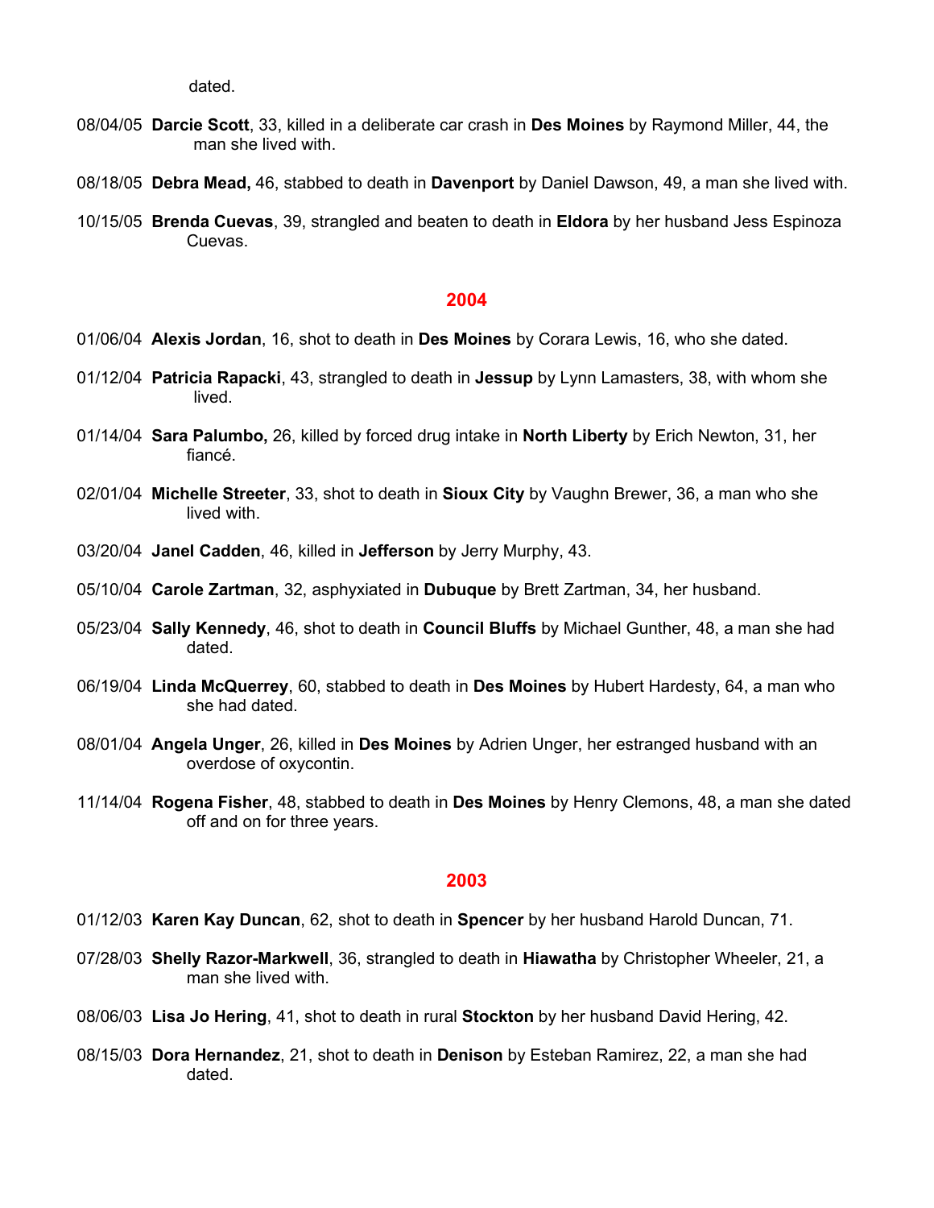dated.

08/04/05 **Darcie Scott**, 33, killed in a deliberate car crash in **Des Moines** by Raymond Miller, 44, the man she lived with.

08/18/05 **Debra Mead,** 46, stabbed to death in **Davenport** by Daniel Dawson, 49, a man she lived with.

10/15/05 **Brenda Cuevas**, 39, strangled and beaten to death in **Eldora** by her husband Jess Espinoza Cuevas.

## 2004

01/06/04 **Alexis Jordan**, 16, shot to death in **Des Moines** by Corara Lewis, 16, who she dated.

01/12/04 **Patricia Rapacki**, 43, strangled to death in **Jessup** by Lynn Lamasters, 38, with whom she lived.

01/14/04 **Sara Palumbo,** 26, killed by forced drug intake in **North Liberty** by Erich Newton, 31, her fiancé.

02/01/04 **Michelle Streeter**, 33, shot to death in **Sioux City** by Vaughn Brewer, 36, a man who she lived with.

03/20/04 **Janel Cadden**, 46, killed in **Jefferson** by Jerry Murphy, 43.

05/10/04 **Carole Zartman**, 32, asphyxiated in **Dubuque** by Brett Zartman, 34, her husband.

05/23/04 **Sally Kennedy**, 46, shot to death in **Council Bluffs** by Michael Gunther, 48, a man she had dated.

06/19/04 **Linda McQuerrey**, 60, stabbed to death in **Des Moines** by Hubert Hardesty, 64, a man who she had dated.

08/01/04 **Angela Unger**, 26, killed in **Des Moines** by Adrien Unger, her estranged husband with an overdose of oxycontin.

11/14/04 **Rogena Fisher**, 48, stabbed to death in **Des Moines** by Henry Clemons, 48, a man she dated off and on for three years.

## 2003

01/12/03 **Karen Kay Duncan**, 62, shot to death in **Spencer** by her husband Harold Duncan, 71.

07/28/03 **Shelly Razor-Markwell**, 36, strangled to death in **Hiawatha** by Christopher Wheeler, 21, a man she lived with.

08/06/03 **Lisa Jo Hering**, 41, shot to death in rural **Stockton** by her husband David Hering, 42.

08/15/03 **Dora Hernandez**, 21, shot to death in **Denison** by Esteban Ramirez, 22, a man she had dated.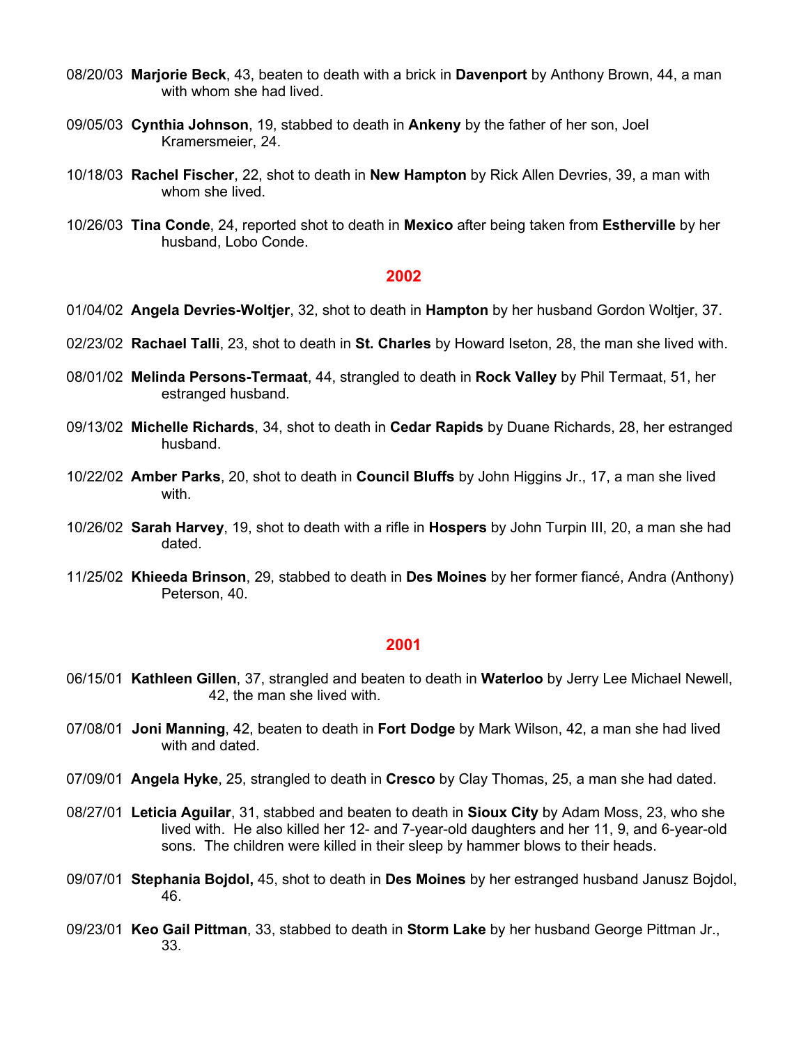08/20/03 **Marjorie Beck**, 43, beaten to death with a brick in **Davenport** by Anthony Brown, 44, a man with whom she had lived.

09/05/03 **Cynthia Johnson**, 19, stabbed to death in **Ankeny** by the father of her son, Joel Kramersmeier, 24.

10/18/03 **Rachel Fischer**, 22, shot to death in **New Hampton** by Rick Allen Devries, 39, a man with whom she lived.

10/26/03 **Tina Conde**, 24, reported shot to death in **Mexico** after being taken from **Estherville** by her husband, Lobo Conde.

## 2002

01/04/02 **Angela Devries-Woltjer**, 32, shot to death in **Hampton** by her husband Gordon Woltjer, 37.

02/23/02 **Rachael Talli**, 23, shot to death in **St. Charles** by Howard Iseton, 28, the man she lived with.

08/01/02 **Melinda Persons-Termaat**, 44, strangled to death in **Rock Valley** by Phil Termaat, 51, her estranged husband.

09/13/02 **Michelle Richards**, 34, shot to death in **Cedar Rapids** by Duane Richards, 28, her estranged husband.

10/22/02 **Amber Parks**, 20, shot to death in **Council Bluffs** by John Higgins Jr., 17, a man she lived with.

10/26/02 **Sarah Harvey**, 19, shot to death with a rifle in **Hospers** by John Turpin III, 20, a man she had dated.

11/25/02 **Khieeda Brinson**, 29, stabbed to death in **Des Moines** by her former fiancé, Andra (Anthony) Peterson, 40.

## 2001

06/15/01 **Kathleen Gillen**, 37, strangled and beaten to death in **Waterloo** by Jerry Lee Michael Newell, 42, the man she lived with.

07/08/01 **Joni Manning**, 42, beaten to death in **Fort Dodge** by Mark Wilson, 42, a man she had lived with and dated.

07/09/01 **Angela Hyke**, 25, strangled to death in **Cresco** by Clay Thomas, 25, a man she had dated.

08/27/01 **Leticia Aguilar**, 31, stabbed and beaten to death in **Sioux City** by Adam Moss, 23, who she lived with. He also killed her 12- and 7-year-old daughters and her 11, 9, and 6-year-old sons. The children were killed in their sleep by hammer blows to their heads.

09/07/01 **Stephania Bojdol,** 45, shot to death in **Des Moines** by her estranged husband Janusz Bojdol, 46.

09/23/01 **Keo Gail Pittman**, 33, stabbed to death in **Storm Lake** by her husband George Pittman Jr., 33.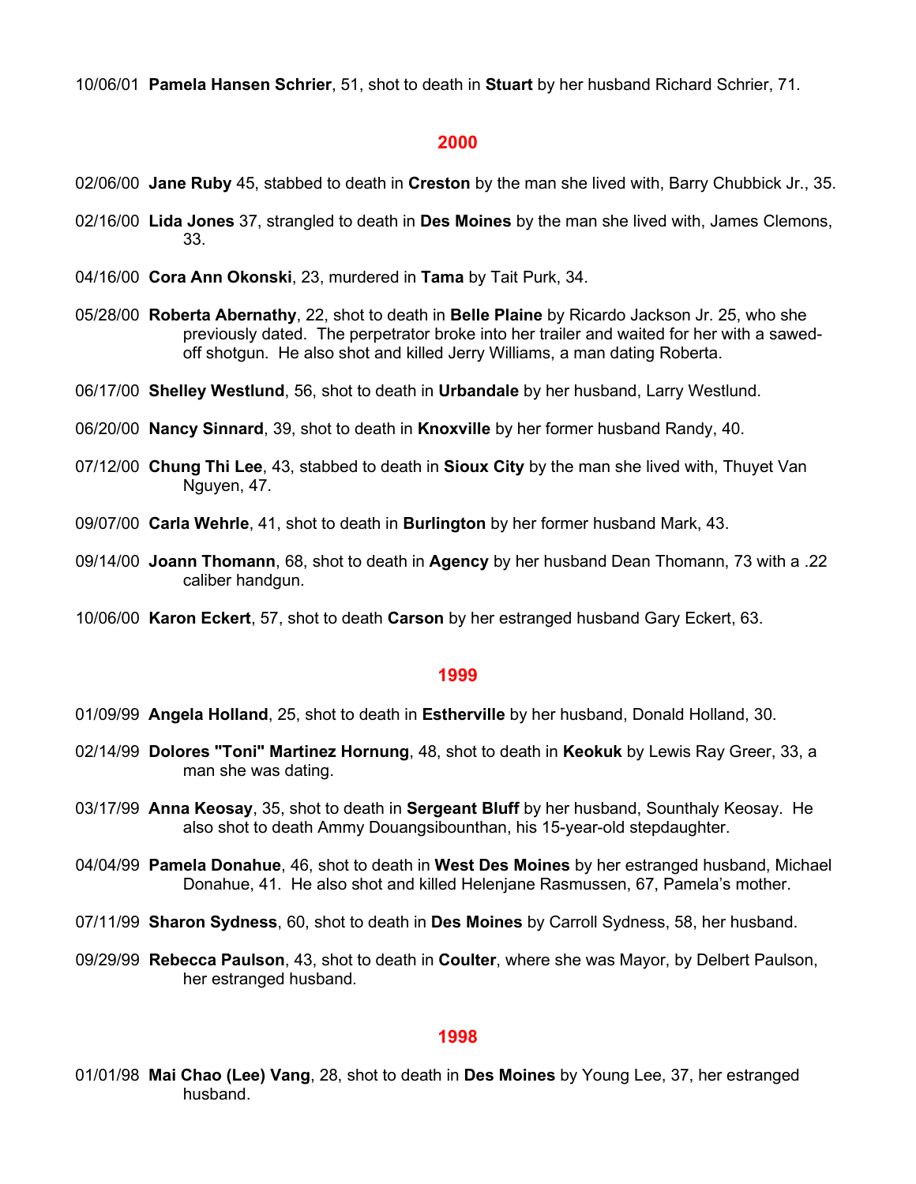10/06/01 **Pamela Hansen Schrier**, 51, shot to death in **Stuart** by her husband Richard Schrier, 71.

## 2000

02/06/00 **Jane Ruby** 45, stabbed to death in **Creston** by the man she lived with, Barry Chubbick Jr., 35.

02/16/00 **Lida Jones** 37, strangled to death in **Des Moines** by the man she lived with, James Clemons, 33.

04/16/00 **Cora Ann Okonski**, 23, murdered in **Tama** by Tait Purk, 34.

05/28/00 **Roberta Abernathy**, 22, shot to death in **Belle Plaine** by Ricardo Jackson Jr. 25, who she previously dated. The perpetrator broke into her trailer and waited for her with a sawed-off shotgun. He also shot and killed Jerry Williams, a man dating Roberta.

06/17/00 **Shelley Westlund**, 56, shot to death in **Urbandale** by her husband, Larry Westlund.

06/20/00 **Nancy Sinnard**, 39, shot to death in **Knoxville** by her former husband Randy, 40.

07/12/00 **Chung Thi Lee**, 43, stabbed to death in **Sioux City** by the man she lived with, Thuyet Van Nguyen, 47.

09/07/00 **Carla Wehrle**, 41, shot to death in **Burlington** by her former husband Mark, 43.

09/14/00 **Joann Thomann**, 68, shot to death in **Agency** by her husband Dean Thomann, 73 with a .22 caliber handgun.

10/06/00 **Karon Eckert**, 57, shot to death **Carson** by her estranged husband Gary Eckert, 63.

## 1999

01/09/99 **Angela Holland**, 25, shot to death in **Estherville** by her husband, Donald Holland, 30.

02/14/99 **Dolores "Toni" Martinez Hornung**, 48, shot to death in **Keokuk** by Lewis Ray Greer, 33, a man she was dating.

03/17/99 **Anna Keosay**, 35, shot to death in **Sergeant Bluff** by her husband, Sounthaly Keosay. He also shot to death Ammy Douangsibounthan, his 15-year-old stepdaughter.

04/04/99 **Pamela Donahue**, 46, shot to death in **West Des Moines** by her estranged husband, Michael Donahue, 41. He also shot and killed Helenjane Rasmussen, 67, Pamela's mother.

07/11/99 **Sharon Sydness**, 60, shot to death in **Des Moines** by Carroll Sydness, 58, her husband.

09/29/99 **Rebecca Paulson**, 43, shot to death in **Coulter**, where she was Mayor, by Delbert Paulson, her estranged husband.

## 1998

01/01/98 **Mai Chao (Lee) Vang**, 28, shot to death in **Des Moines** by Young Lee, 37, her estranged husband.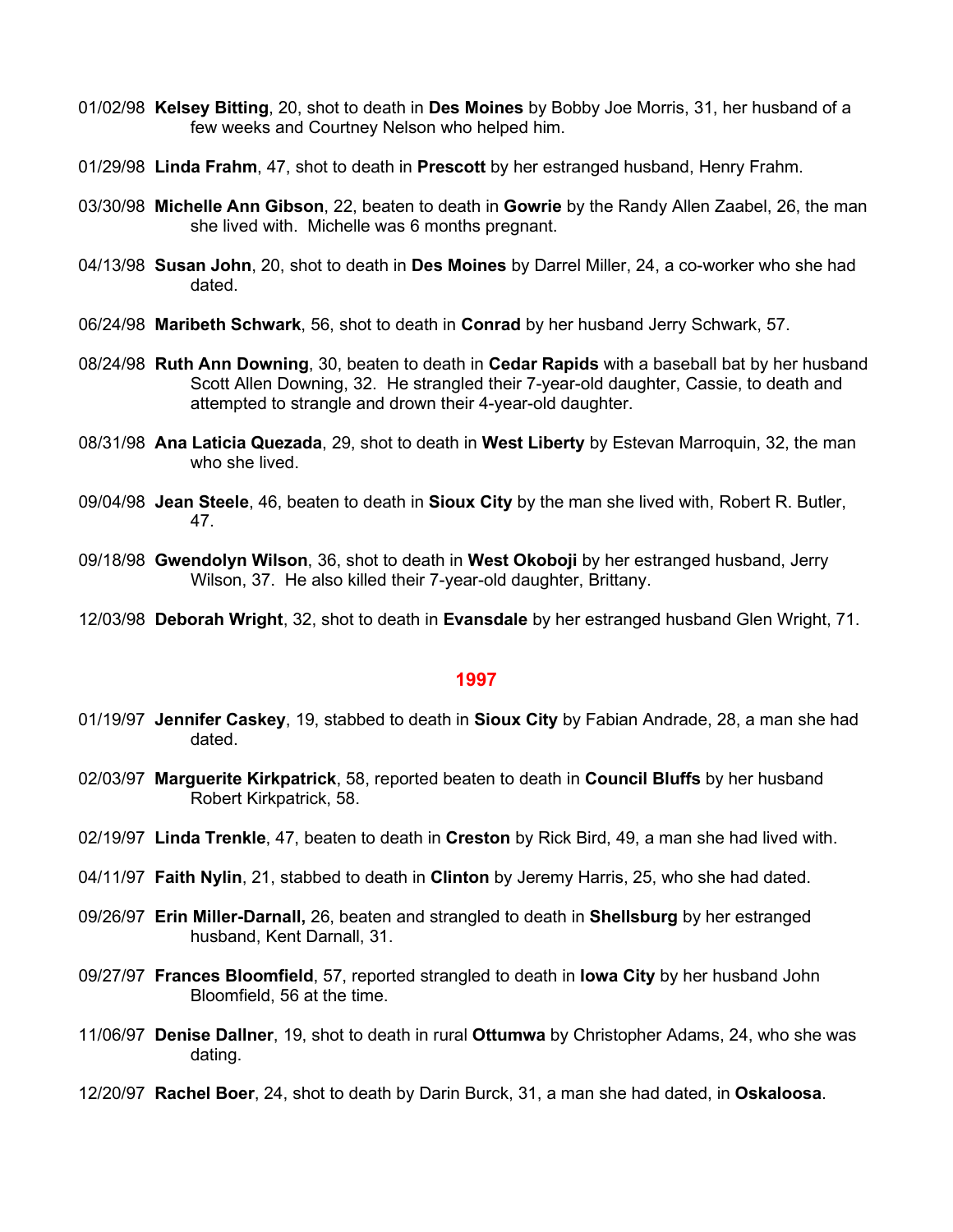01/02/98 **Kelsey Bitting**, 20, shot to death in **Des Moines** by Bobby Joe Morris, 31, her husband of a few weeks and Courtney Nelson who helped him.

01/29/98 **Linda Frahm**, 47, shot to death in **Prescott** by her estranged husband, Henry Frahm.

03/30/98 **Michelle Ann Gibson**, 22, beaten to death in **Gowrie** by the Randy Allen Zaabel, 26, the man she lived with. Michelle was 6 months pregnant.

04/13/98 **Susan John**, 20, shot to death in **Des Moines** by Darrel Miller, 24, a co-worker who she had dated.

06/24/98 **Maribeth Schwark**, 56, shot to death in **Conrad** by her husband Jerry Schwark, 57.

08/24/98 **Ruth Ann Downing**, 30, beaten to death in **Cedar Rapids** with a baseball bat by her husband Scott Allen Downing, 32. He strangled their 7-year-old daughter, Cassie, to death and attempted to strangle and drown their 4-year-old daughter.

08/31/98 **Ana Laticia Quezada**, 29, shot to death in **West Liberty** by Estevan Marroquin, 32, the man who she lived.

09/04/98 **Jean Steele**, 46, beaten to death in **Sioux City** by the man she lived with, Robert R. Butler, 47.

09/18/98 **Gwendolyn Wilson**, 36, shot to death in **West Okoboji** by her estranged husband, Jerry Wilson, 37. He also killed their 7-year-old daughter, Brittany.

12/03/98 **Deborah Wright**, 32, shot to death in **Evansdale** by her estranged husband Glen Wright, 71.

## 1997

01/19/97 **Jennifer Caskey**, 19, stabbed to death in **Sioux City** by Fabian Andrade, 28, a man she had dated.

02/03/97 **Marguerite Kirkpatrick**, 58, reported beaten to death in **Council Bluffs** by her husband Robert Kirkpatrick, 58.

02/19/97 **Linda Trenkle**, 47, beaten to death in **Creston** by Rick Bird, 49, a man she had lived with.

04/11/97 **Faith Nylin**, 21, stabbed to death in **Clinton** by Jeremy Harris, 25, who she had dated.

09/26/97 **Erin Miller-Darnall,** 26, beaten and strangled to death in **Shellsburg** by her estranged husband, Kent Darnall, 31.

09/27/97 **Frances Bloomfield**, 57, reported strangled to death in **Iowa City** by her husband John Bloomfield, 56 at the time.

11/06/97 **Denise Dallner**, 19, shot to death in rural **Ottumwa** by Christopher Adams, 24, who she was dating.

12/20/97 **Rachel Boer**, 24, shot to death by Darin Burck, 31, a man she had dated, in **Oskaloosa**.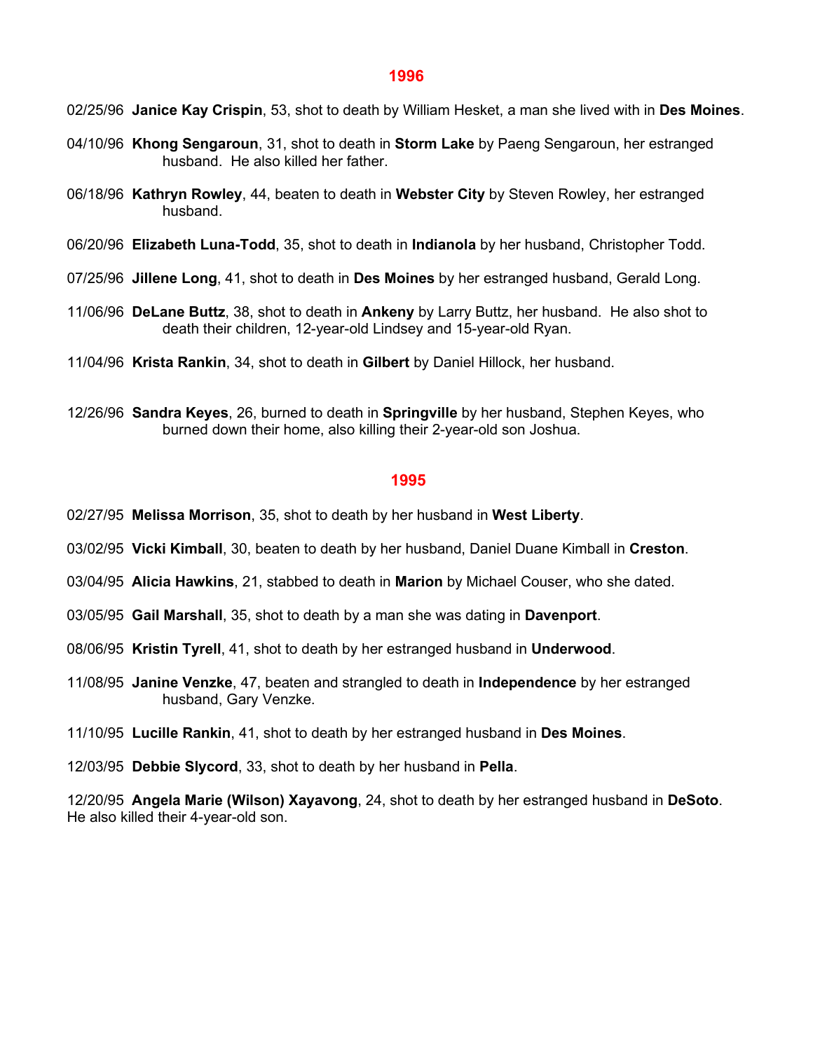## 1996

02/25/96 **Janice Kay Crispin**, 53, shot to death by William Hesket, a man she lived with in **Des Moines**.

04/10/96 **Khong Sengaroun**, 31, shot to death in **Storm Lake** by Paeng Sengaroun, her estranged husband. He also killed her father.

06/18/96 **Kathryn Rowley**, 44, beaten to death in **Webster City** by Steven Rowley, her estranged husband.

06/20/96 **Elizabeth Luna-Todd**, 35, shot to death in **Indianola** by her husband, Christopher Todd.

07/25/96 **Jillene Long**, 41, shot to death in **Des Moines** by her estranged husband, Gerald Long.

11/06/96 **DeLane Buttz**, 38, shot to death in **Ankeny** by Larry Buttz, her husband. He also shot to death their children, 12-year-old Lindsey and 15-year-old Ryan.

11/04/96 **Krista Rankin**, 34, shot to death in **Gilbert** by Daniel Hillock, her husband.

12/26/96 **Sandra Keyes**, 26, burned to death in **Springville** by her husband, Stephen Keyes, who burned down their home, also killing their 2-year-old son Joshua.

## 1995

02/27/95 **Melissa Morrison**, 35, shot to death by her husband in **West Liberty**.

03/02/95 **Vicki Kimball**, 30, beaten to death by her husband, Daniel Duane Kimball in **Creston**.

03/04/95 **Alicia Hawkins**, 21, stabbed to death in **Marion** by Michael Couser, who she dated.

03/05/95 **Gail Marshall**, 35, shot to death by a man she was dating in **Davenport**.

08/06/95 **Kristin Tyrell**, 41, shot to death by her estranged husband in **Underwood**.

11/08/95 **Janine Venzke**, 47, beaten and strangled to death in **Independence** by her estranged husband, Gary Venzke.

11/10/95 **Lucille Rankin**, 41, shot to death by her estranged husband in **Des Moines**.

12/03/95 **Debbie Slycord**, 33, shot to death by her husband in **Pella**.

12/20/95 **Angela Marie (Wilson) Xayavong**, 24, shot to death by her estranged husband in **DeSoto**. He also killed their 4-year-old son.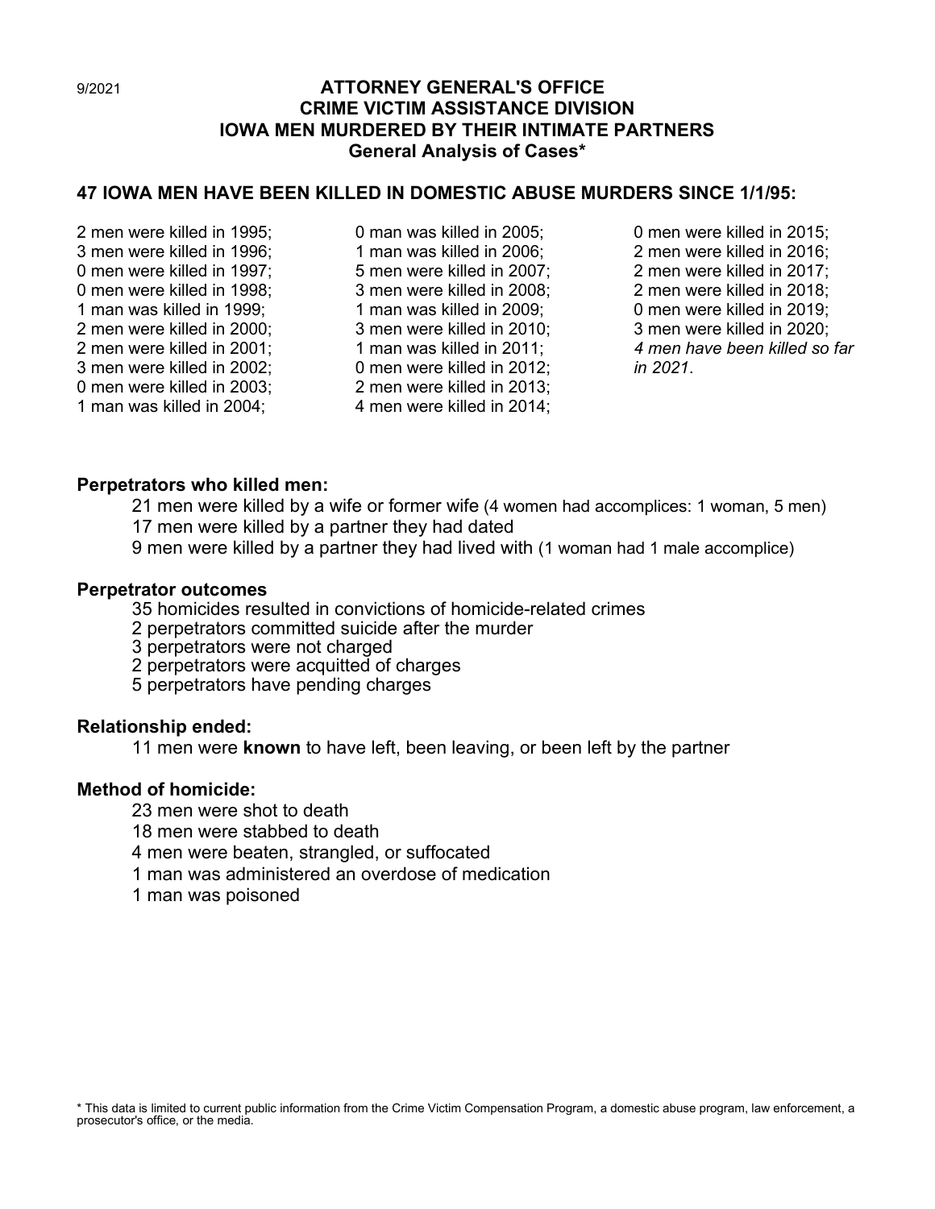9/2021

# ATTORNEY GENERAL'S OFFICE
# CRIME VICTIM ASSISTANCE DIVISION
# IOWA MEN MURDERED BY THEIR INTIMATE PARTNERS
## General Analysis of Cases*

## 47 IOWA MEN HAVE BEEN KILLED IN DOMESTIC ABUSE MURDERS SINCE 1/1/95:

2 men were killed in 1995;
3 men were killed in 1996;
0 men were killed in 1997;
0 men were killed in 1998;
1 man was killed in 1999;
2 men were killed in 2000;
2 men were killed in 2001;
3 men were killed in 2002;
0 men were killed in 2003;
1 man was killed in 2004;
0 man was killed in 2005;
1 man was killed in 2006;
5 men were killed in 2007;
3 men were killed in 2008;
1 man was killed in 2009;
3 men were killed in 2010;
1 man was killed in 2011;
0 men were killed in 2012;
2 men were killed in 2013;
4 men were killed in 2014;
0 men were killed in 2015;
2 men were killed in 2016;
2 men were killed in 2017;
2 men were killed in 2018;
0 men were killed in 2019;
3 men were killed in 2020;
*4 men have been killed so far in 2021*.

### Perpetrators who killed men:

- 21 men were killed by a wife or former wife (4 women had accomplices: 1 woman, 5 men)
- 17 men were killed by a partner they had dated
- 9 men were killed by a partner they had lived with (1 woman had 1 male accomplice)

### Perpetrator outcomes

- 35 homicides resulted in convictions of homicide-related crimes
- 2 perpetrators committed suicide after the murder
- 3 perpetrators were not charged
- 2 perpetrators were acquitted of charges
- 5 perpetrators have pending charges

### Relationship ended:

- 11 men were **known** to have left, been leaving, or been left by the partner

### Method of homicide:

- 23 men were shot to death
- 18 men were stabbed to death
- 4 men were beaten, strangled, or suffocated
- 1 man was administered an overdose of medication
- 1 man was poisoned

\* This data is limited to current public information from the Crime Victim Compensation Program, a domestic abuse program, law enforcement, a prosecutor's office, or the media.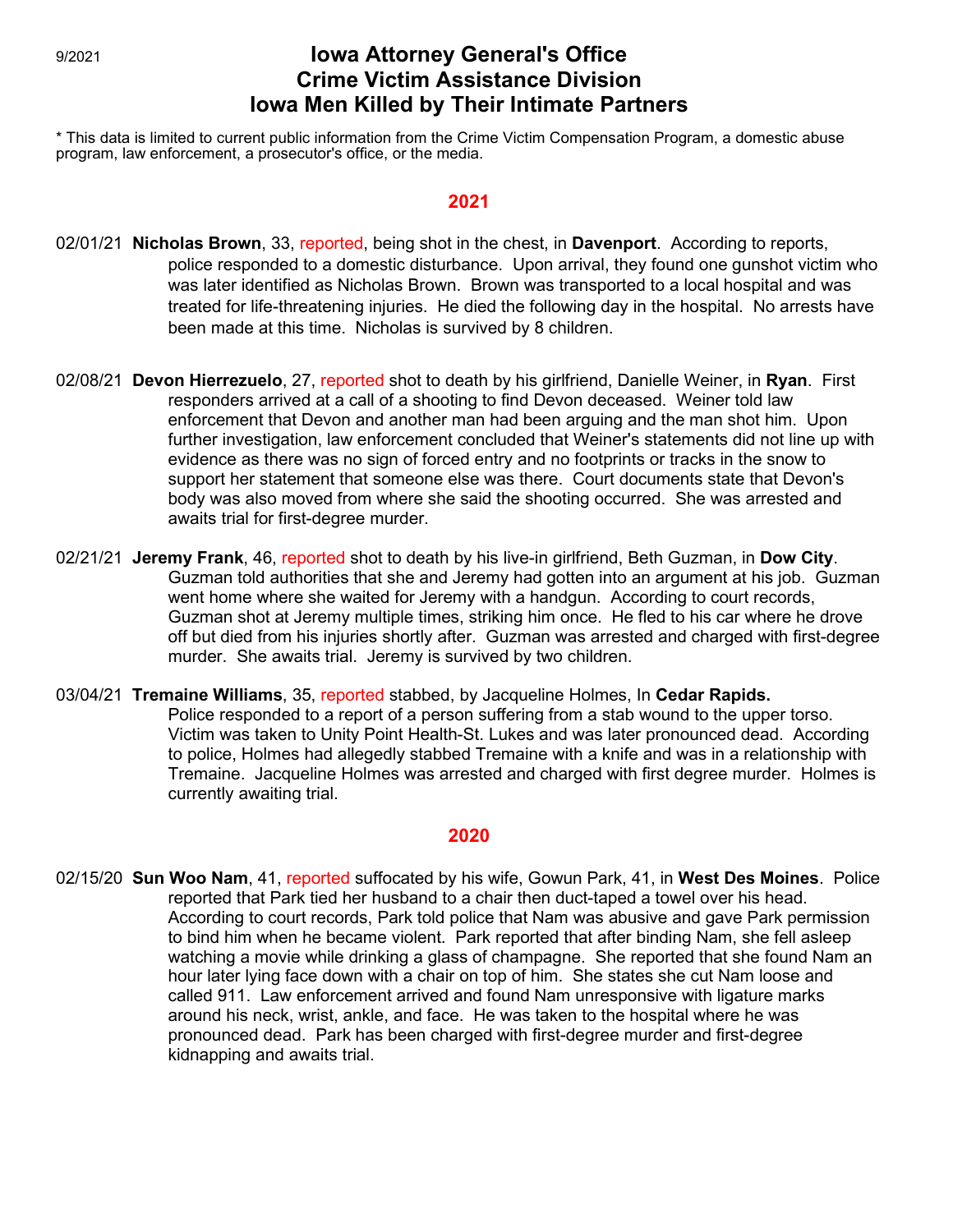# Iowa Attorney General's Office
# Crime Victim Assistance Division
# Iowa Men Killed by Their Intimate Partners

9/2021

* This data is limited to current public information from the Crime Victim Compensation Program, a domestic abuse program, law enforcement, a prosecutor's office, or the media.

## 2021

02/01/21 **Nicholas Brown**, 33, reported, being shot in the chest, in **Davenport**. According to reports, police responded to a domestic disturbance. Upon arrival, they found one gunshot victim who was later identified as Nicholas Brown. Brown was transported to a local hospital and was treated for life-threatening injuries. He died the following day in the hospital. No arrests have been made at this time. Nicholas is survived by 8 children.

02/08/21 **Devon Hierrezuelo**, 27, reported shot to death by his girlfriend, Danielle Weiner, in **Ryan**. First responders arrived at a call of a shooting to find Devon deceased. Weiner told law enforcement that Devon and another man had been arguing and the man shot him. Upon further investigation, law enforcement concluded that Weiner's statements did not line up with evidence as there was no sign of forced entry and no footprints or tracks in the snow to support her statement that someone else was there. Court documents state that Devon's body was also moved from where she said the shooting occurred. She was arrested and awaits trial for first-degree murder.

02/21/21 **Jeremy Frank**, 46, reported shot to death by his live-in girlfriend, Beth Guzman, in **Dow City**. Guzman told authorities that she and Jeremy had gotten into an argument at his job. Guzman went home where she waited for Jeremy with a handgun. According to court records, Guzman shot at Jeremy multiple times, striking him once. He fled to his car where he drove off but died from his injuries shortly after. Guzman was arrested and charged with first-degree murder. She awaits trial. Jeremy is survived by two children.

03/04/21 **Tremaine Williams**, 35, reported stabbed, by Jacqueline Holmes, In **Cedar Rapids.** Police responded to a report of a person suffering from a stab wound to the upper torso. Victim was taken to Unity Point Health-St. Lukes and was later pronounced dead. According to police, Holmes had allegedly stabbed Tremaine with a knife and was in a relationship with Tremaine. Jacqueline Holmes was arrested and charged with first degree murder. Holmes is currently awaiting trial.

## 2020

02/15/20 **Sun Woo Nam**, 41, reported suffocated by his wife, Gowun Park, 41, in **West Des Moines**. Police reported that Park tied her husband to a chair then duct-taped a towel over his head. According to court records, Park told police that Nam was abusive and gave Park permission to bind him when he became violent. Park reported that after binding Nam, she fell asleep watching a movie while drinking a glass of champagne. She reported that she found Nam an hour later lying face down with a chair on top of him. She states she cut Nam loose and called 911. Law enforcement arrived and found Nam unresponsive with ligature marks around his neck, wrist, ankle, and face. He was taken to the hospital where he was pronounced dead. Park has been charged with first-degree murder and first-degree kidnapping and awaits trial.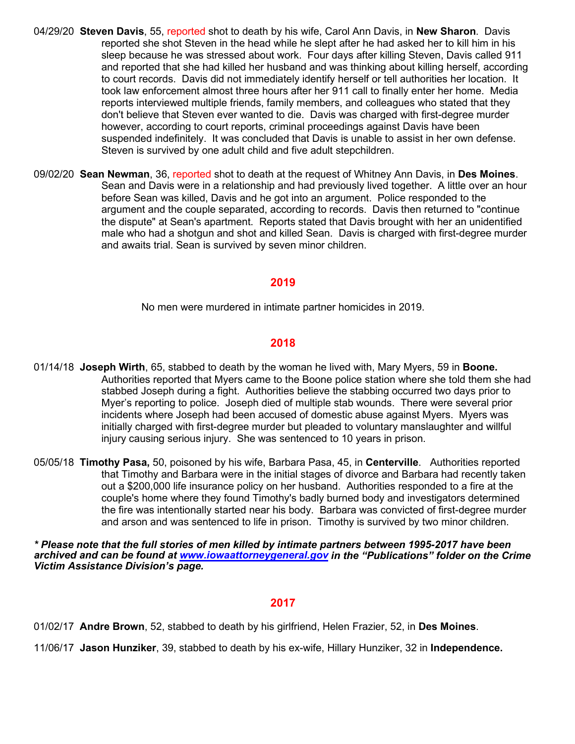04/29/20 **Steven Davis**, 55, reported shot to death by his wife, Carol Ann Davis, in **New Sharon**. Davis reported she shot Steven in the head while he slept after he had asked her to kill him in his sleep because he was stressed about work. Four days after killing Steven, Davis called 911 and reported that she had killed her husband and was thinking about killing herself, according to court records. Davis did not immediately identify herself or tell authorities her location. It took law enforcement almost three hours after her 911 call to finally enter her home. Media reports interviewed multiple friends, family members, and colleagues who stated that they don't believe that Steven ever wanted to die. Davis was charged with first-degree murder however, according to court reports, criminal proceedings against Davis have been suspended indefinitely. It was concluded that Davis is unable to assist in her own defense. Steven is survived by one adult child and five adult stepchildren.

09/02/20 **Sean Newman**, 36, reported shot to death at the request of Whitney Ann Davis, in **Des Moines**. Sean and Davis were in a relationship and had previously lived together. A little over an hour before Sean was killed, Davis and he got into an argument. Police responded to the argument and the couple separated, according to records. Davis then returned to "continue the dispute" at Sean's apartment. Reports stated that Davis brought with her an unidentified male who had a shotgun and shot and killed Sean. Davis is charged with first-degree murder and awaits trial. Sean is survived by seven minor children.

## 2019

No men were murdered in intimate partner homicides in 2019.

## 2018

01/14/18 **Joseph Wirth**, 65, stabbed to death by the woman he lived with, Mary Myers, 59 in **Boone.** Authorities reported that Myers came to the Boone police station where she told them she had stabbed Joseph during a fight. Authorities believe the stabbing occurred two days prior to Myer's reporting to police. Joseph died of multiple stab wounds. There were several prior incidents where Joseph had been accused of domestic abuse against Myers. Myers was initially charged with first-degree murder but pleaded to voluntary manslaughter and willful injury causing serious injury. She was sentenced to 10 years in prison.

05/05/18 **Timothy Pasa,** 50, poisoned by his wife, Barbara Pasa, 45, in **Centerville**. Authorities reported that Timothy and Barbara were in the initial stages of divorce and Barbara had recently taken out a $200,000 life insurance policy on her husband. Authorities responded to a fire at the couple's home where they found Timothy's badly burned body and investigators determined the fire was intentionally started near his body. Barbara was convicted of first-degree murder and arson and was sentenced to life in prison. Timothy is survived by two minor children.

***\* Please note that the full stories of men killed by intimate partners between 1995-2017 have been archived and can be found at [www.iowaattorneygeneral.gov](http://www.iowaattorneygeneral.gov) in the "Publications" folder on the Crime Victim Assistance Division's page.***

## 2017

01/02/17 **Andre Brown**, 52, stabbed to death by his girlfriend, Helen Frazier, 52, in **Des Moines**.

11/06/17 **Jason Hunziker**, 39, stabbed to death by his ex-wife, Hillary Hunziker, 32 in **Independence.**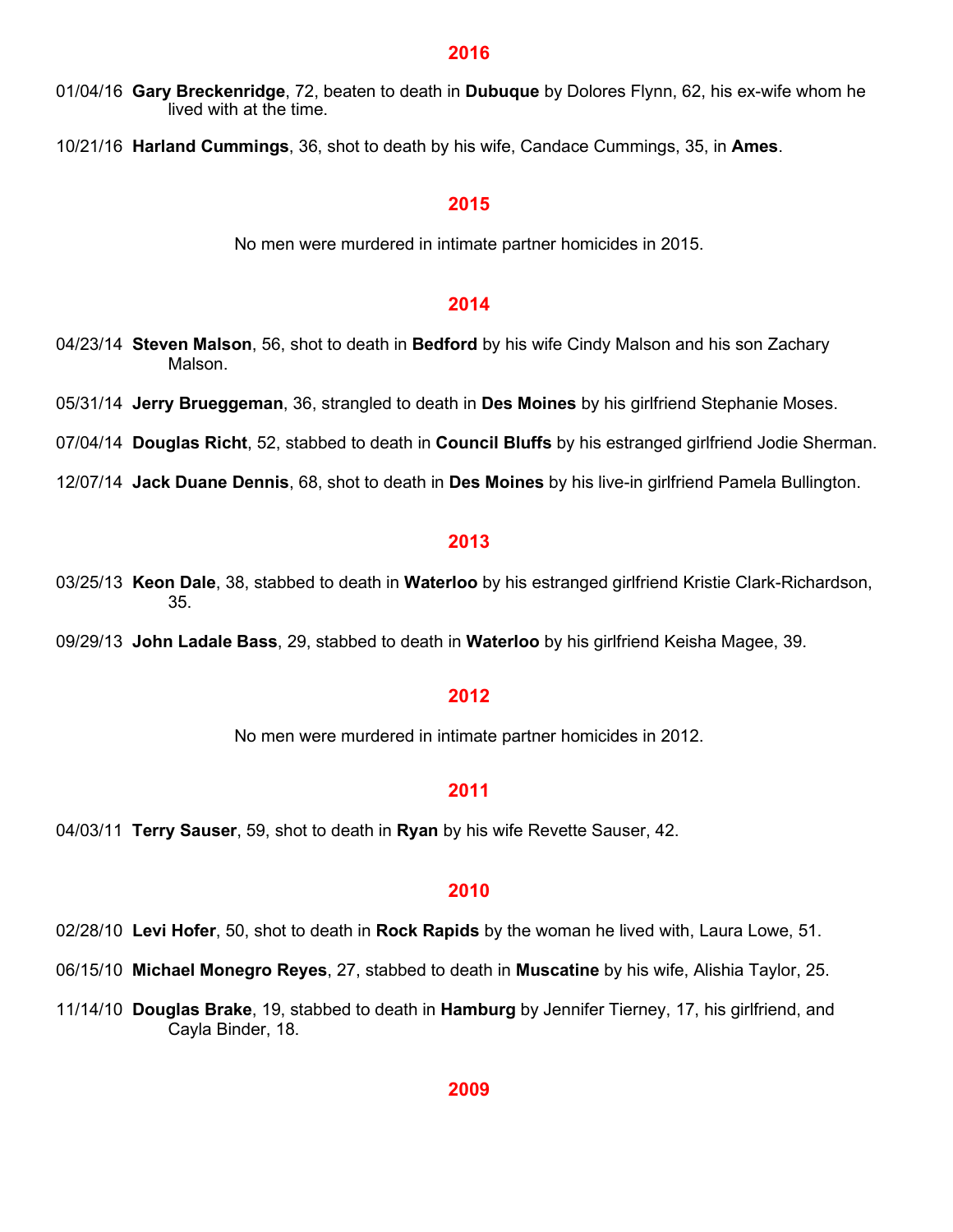## 2016

01/04/16 **Gary Breckenridge**, 72, beaten to death in **Dubuque** by Dolores Flynn, 62, his ex-wife whom he lived with at the time.

10/21/16 **Harland Cummings**, 36, shot to death by his wife, Candace Cummings, 35, in **Ames**.

## 2015

No men were murdered in intimate partner homicides in 2015.

## 2014

04/23/14 **Steven Malson**, 56, shot to death in **Bedford** by his wife Cindy Malson and his son Zachary Malson.

05/31/14 **Jerry Brueggeman**, 36, strangled to death in **Des Moines** by his girlfriend Stephanie Moses.

07/04/14 **Douglas Richt**, 52, stabbed to death in **Council Bluffs** by his estranged girlfriend Jodie Sherman.

12/07/14 **Jack Duane Dennis**, 68, shot to death in **Des Moines** by his live-in girlfriend Pamela Bullington.

## 2013

03/25/13 **Keon Dale**, 38, stabbed to death in **Waterloo** by his estranged girlfriend Kristie Clark-Richardson, 35.

09/29/13 **John Ladale Bass**, 29, stabbed to death in **Waterloo** by his girlfriend Keisha Magee, 39.

## 2012

No men were murdered in intimate partner homicides in 2012.

## 2011

04/03/11 **Terry Sauser**, 59, shot to death in **Ryan** by his wife Revette Sauser, 42.

## 2010

02/28/10 **Levi Hofer**, 50, shot to death in **Rock Rapids** by the woman he lived with, Laura Lowe, 51.

06/15/10 **Michael Monegro Reyes**, 27, stabbed to death in **Muscatine** by his wife, Alishia Taylor, 25.

11/14/10 **Douglas Brake**, 19, stabbed to death in **Hamburg** by Jennifer Tierney, 17, his girlfriend, and Cayla Binder, 18.

## 2009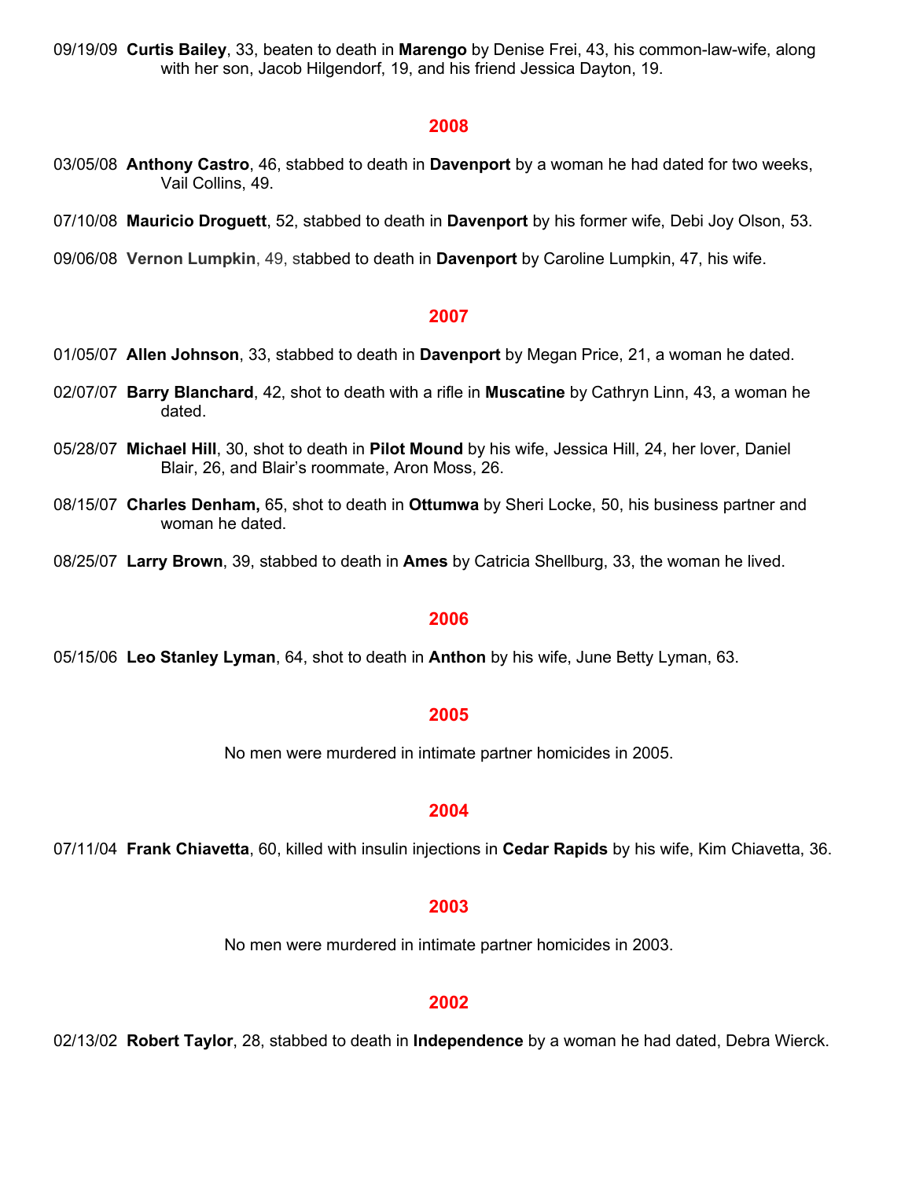09/19/09 **Curtis Bailey**, 33, beaten to death in **Marengo** by Denise Frei, 43, his common-law-wife, along with her son, Jacob Hilgendorf, 19, and his friend Jessica Dayton, 19.

## 2008

03/05/08 **Anthony Castro**, 46, stabbed to death in **Davenport** by a woman he had dated for two weeks, Vail Collins, 49.

07/10/08 **Mauricio Droguett**, 52, stabbed to death in **Davenport** by his former wife, Debi Joy Olson, 53.

09/06/08 **Vernon Lumpkin**, 49, stabbed to death in **Davenport** by Caroline Lumpkin, 47, his wife.

## 2007

01/05/07 **Allen Johnson**, 33, stabbed to death in **Davenport** by Megan Price, 21, a woman he dated.

02/07/07 **Barry Blanchard**, 42, shot to death with a rifle in **Muscatine** by Cathryn Linn, 43, a woman he dated.

05/28/07 **Michael Hill**, 30, shot to death in **Pilot Mound** by his wife, Jessica Hill, 24, her lover, Daniel Blair, 26, and Blair's roommate, Aron Moss, 26.

08/15/07 **Charles Denham,** 65, shot to death in **Ottumwa** by Sheri Locke, 50, his business partner and woman he dated.

08/25/07 **Larry Brown**, 39, stabbed to death in **Ames** by Catricia Shellburg, 33, the woman he lived.

## 2006

05/15/06 **Leo Stanley Lyman**, 64, shot to death in **Anthon** by his wife, June Betty Lyman, 63.

## 2005

No men were murdered in intimate partner homicides in 2005.

## 2004

07/11/04 **Frank Chiavetta**, 60, killed with insulin injections in **Cedar Rapids** by his wife, Kim Chiavetta, 36.

## 2003

No men were murdered in intimate partner homicides in 2003.

## 2002

02/13/02 **Robert Taylor**, 28, stabbed to death in **Independence** by a woman he had dated, Debra Wierck.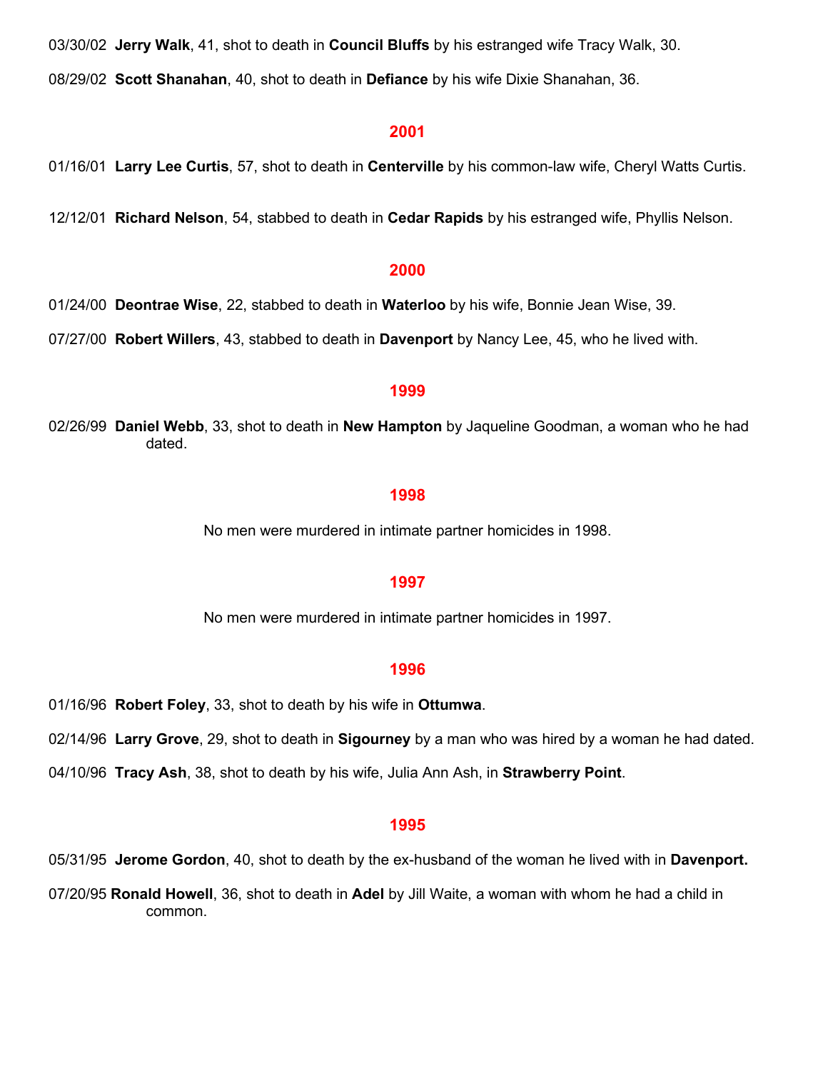03/30/02 **Jerry Walk**, 41, shot to death in **Council Bluffs** by his estranged wife Tracy Walk, 30.

08/29/02 **Scott Shanahan**, 40, shot to death in **Defiance** by his wife Dixie Shanahan, 36.

## 2001

01/16/01 **Larry Lee Curtis**, 57, shot to death in **Centerville** by his common-law wife, Cheryl Watts Curtis.

12/12/01 **Richard Nelson**, 54, stabbed to death in **Cedar Rapids** by his estranged wife, Phyllis Nelson.

## 2000

01/24/00 **Deontrae Wise**, 22, stabbed to death in **Waterloo** by his wife, Bonnie Jean Wise, 39.

07/27/00 **Robert Willers**, 43, stabbed to death in **Davenport** by Nancy Lee, 45, who he lived with.

## 1999

02/26/99 **Daniel Webb**, 33, shot to death in **New Hampton** by Jaqueline Goodman, a woman who he had dated.

## 1998

No men were murdered in intimate partner homicides in 1998.

## 1997

No men were murdered in intimate partner homicides in 1997.

## 1996

01/16/96 **Robert Foley**, 33, shot to death by his wife in **Ottumwa**.

02/14/96 **Larry Grove**, 29, shot to death in **Sigourney** by a man who was hired by a woman he had dated.

04/10/96 **Tracy Ash**, 38, shot to death by his wife, Julia Ann Ash, in **Strawberry Point**.

## 1995

05/31/95 **Jerome Gordon**, 40, shot to death by the ex-husband of the woman he lived with in **Davenport.**

07/20/95 **Ronald Howell**, 36, shot to death in **Adel** by Jill Waite, a woman with whom he had a child in common.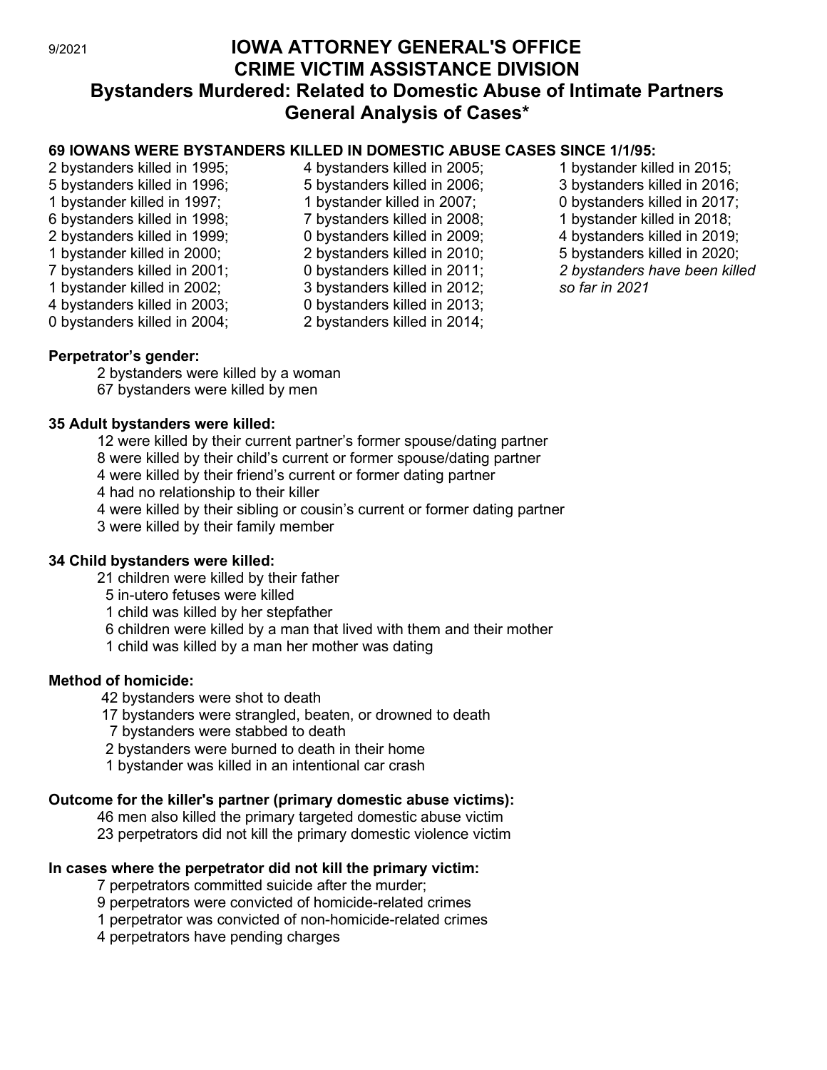9/2021

# IOWA ATTORNEY GENERAL'S OFFICE
# CRIME VICTIM ASSISTANCE DIVISION
# Bystanders Murdered: Related to Domestic Abuse of Intimate Partners
# General Analysis of Cases*

**69 IOWANS WERE BYSTANDERS KILLED IN DOMESTIC ABUSE CASES SINCE 1/1/95:**

2 bystanders killed in 1995;
5 bystanders killed in 1996;
1 bystander killed in 1997;
6 bystanders killed in 1998;
2 bystanders killed in 1999;
1 bystander killed in 2000;
7 bystanders killed in 2001;
1 bystander killed in 2002;
4 bystanders killed in 2003;
0 bystanders killed in 2004;
4 bystanders killed in 2005;
5 bystanders killed in 2006;
1 bystander killed in 2007;
7 bystanders killed in 2008;
0 bystanders killed in 2009;
2 bystanders killed in 2010;
0 bystanders killed in 2011;
3 bystanders killed in 2012;
0 bystanders killed in 2013;
2 bystanders killed in 2014;
1 bystander killed in 2015;
3 bystanders killed in 2016;
0 bystanders killed in 2017;
1 bystander killed in 2018;
4 bystanders killed in 2019;
5 bystanders killed in 2020;
*2 bystanders have been killed so far in 2021*

**Perpetrator's gender:**

2 bystanders were killed by a woman
67 bystanders were killed by men

**35 Adult bystanders were killed:**

12 were killed by their current partner's former spouse/dating partner
8 were killed by their child's current or former spouse/dating partner
4 were killed by their friend's current or former dating partner
4 had no relationship to their killer
4 were killed by their sibling or cousin's current or former dating partner
3 were killed by their family member

**34 Child bystanders were killed:**

21 children were killed by their father
5 in-utero fetuses were killed
1 child was killed by her stepfather
6 children were killed by a man that lived with them and their mother
1 child was killed by a man her mother was dating

**Method of homicide:**

42 bystanders were shot to death
17 bystanders were strangled, beaten, or drowned to death
7 bystanders were stabbed to death
2 bystanders were burned to death in their home
1 bystander was killed in an intentional car crash

**Outcome for the killer's partner (primary domestic abuse victims):**

46 men also killed the primary targeted domestic abuse victim
23 perpetrators did not kill the primary domestic violence victim

**In cases where the perpetrator did not kill the primary victim:**

7 perpetrators committed suicide after the murder;
9 perpetrators were convicted of homicide-related crimes
1 perpetrator was convicted of non-homicide-related crimes
4 perpetrators have pending charges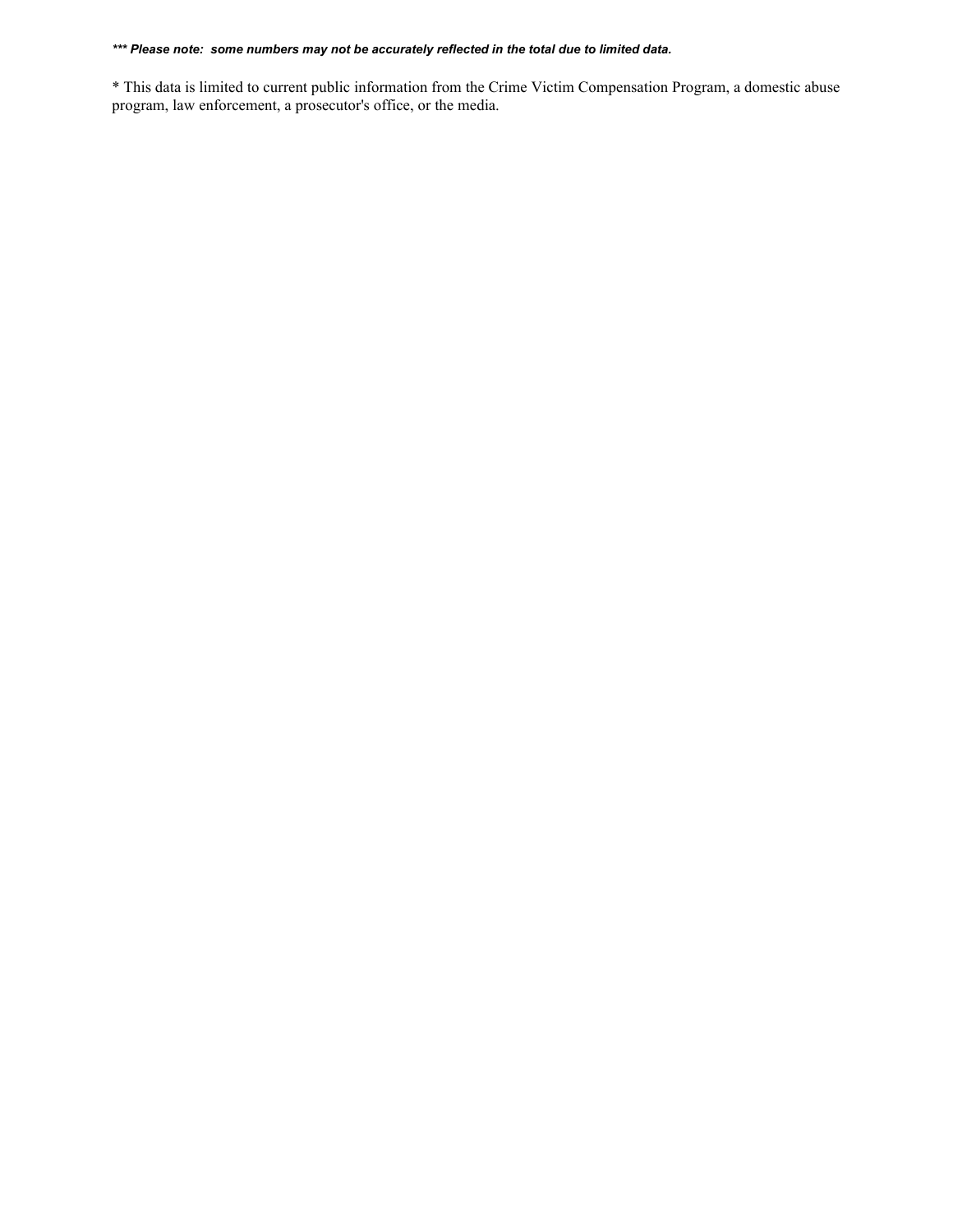***\*\*\* Please note: some numbers may not be accurately reflected in the total due to limited data.***

\* This data is limited to current public information from the Crime Victim Compensation Program, a domestic abuse program, law enforcement, a prosecutor's office, or the media.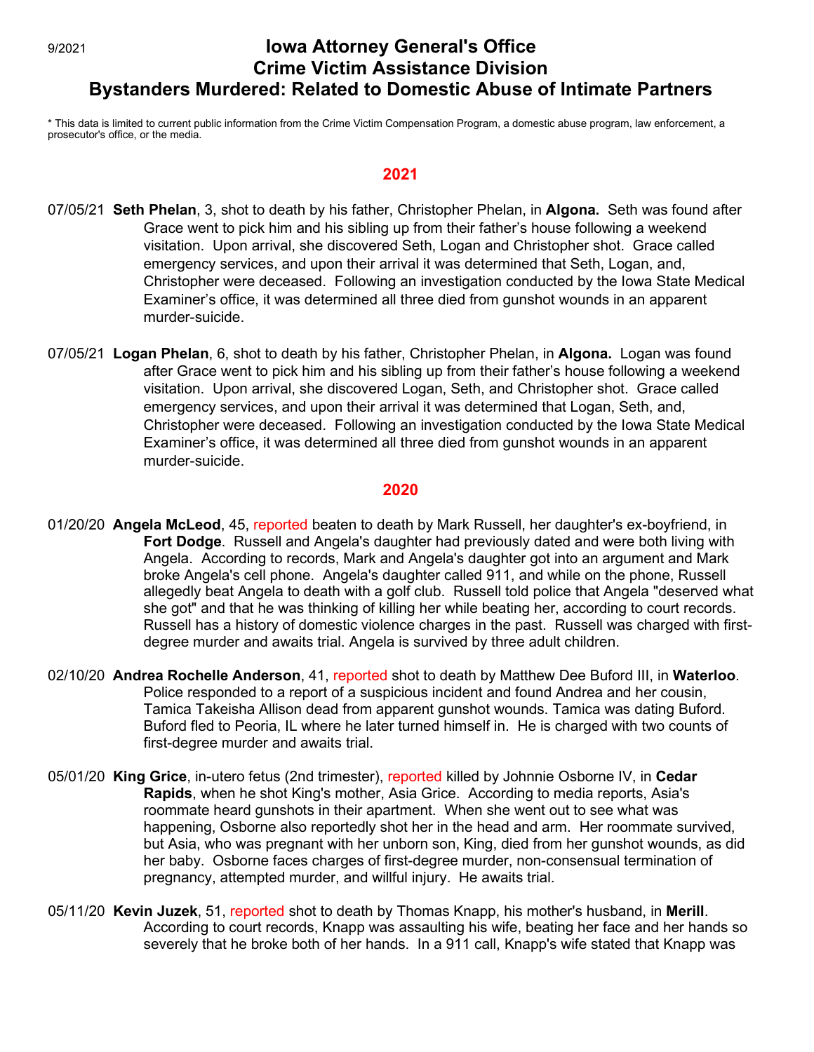9/2021

# Iowa Attorney General's Office
# Crime Victim Assistance Division
# Bystanders Murdered: Related to Domestic Abuse of Intimate Partners

* This data is limited to current public information from the Crime Victim Compensation Program, a domestic abuse program, law enforcement, a prosecutor's office, or the media.

## 2021

07/05/21 **Seth Phelan**, 3, shot to death by his father, Christopher Phelan, in **Algona.** Seth was found after Grace went to pick him and his sibling up from their father's house following a weekend visitation. Upon arrival, she discovered Seth, Logan and Christopher shot. Grace called emergency services, and upon their arrival it was determined that Seth, Logan, and, Christopher were deceased. Following an investigation conducted by the Iowa State Medical Examiner's office, it was determined all three died from gunshot wounds in an apparent murder-suicide.

07/05/21 **Logan Phelan**, 6, shot to death by his father, Christopher Phelan, in **Algona.** Logan was found after Grace went to pick him and his sibling up from their father's house following a weekend visitation. Upon arrival, she discovered Logan, Seth, and Christopher shot. Grace called emergency services, and upon their arrival it was determined that Logan, Seth, and, Christopher were deceased. Following an investigation conducted by the Iowa State Medical Examiner's office, it was determined all three died from gunshot wounds in an apparent murder-suicide.

## 2020

01/20/20 **Angela McLeod**, 45, reported beaten to death by Mark Russell, her daughter's ex-boyfriend, in **Fort Dodge**. Russell and Angela's daughter had previously dated and were both living with Angela. According to records, Mark and Angela's daughter got into an argument and Mark broke Angela's cell phone. Angela's daughter called 911, and while on the phone, Russell allegedly beat Angela to death with a golf club. Russell told police that Angela "deserved what she got" and that he was thinking of killing her while beating her, according to court records. Russell has a history of domestic violence charges in the past. Russell was charged with first-degree murder and awaits trial. Angela is survived by three adult children.

02/10/20 **Andrea Rochelle Anderson**, 41, reported shot to death by Matthew Dee Buford III, in **Waterloo**. Police responded to a report of a suspicious incident and found Andrea and her cousin, Tamica Takeisha Allison dead from apparent gunshot wounds. Tamica was dating Buford. Buford fled to Peoria, IL where he later turned himself in. He is charged with two counts of first-degree murder and awaits trial.

05/01/20 **King Grice**, in-utero fetus (2nd trimester), reported killed by Johnnie Osborne IV, in **Cedar Rapids**, when he shot King's mother, Asia Grice. According to media reports, Asia's roommate heard gunshots in their apartment. When she went out to see what was happening, Osborne also reportedly shot her in the head and arm. Her roommate survived, but Asia, who was pregnant with her unborn son, King, died from her gunshot wounds, as did her baby. Osborne faces charges of first-degree murder, non-consensual termination of pregnancy, attempted murder, and willful injury. He awaits trial.

05/11/20 **Kevin Juzek**, 51, reported shot to death by Thomas Knapp, his mother's husband, in **Merill**. According to court records, Knapp was assaulting his wife, beating her face and her hands so severely that he broke both of her hands. In a 911 call, Knapp's wife stated that Knapp was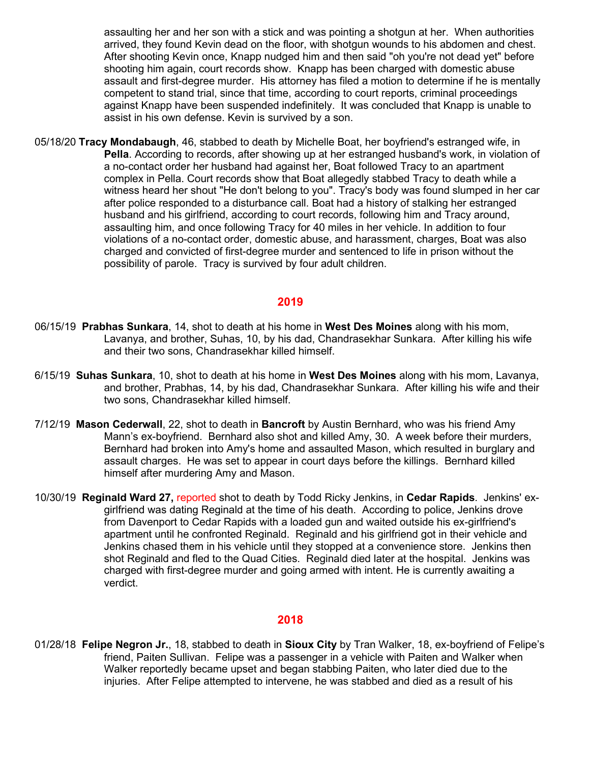assaulting her and her son with a stick and was pointing a shotgun at her. When authorities arrived, they found Kevin dead on the floor, with shotgun wounds to his abdomen and chest. After shooting Kevin once, Knapp nudged him and then said "oh you're not dead yet" before shooting him again, court records show. Knapp has been charged with domestic abuse assault and first-degree murder. His attorney has filed a motion to determine if he is mentally competent to stand trial, since that time, according to court reports, criminal proceedings against Knapp have been suspended indefinitely. It was concluded that Knapp is unable to assist in his own defense. Kevin is survived by a son.

05/18/20 **Tracy Mondabaugh**, 46, stabbed to death by Michelle Boat, her boyfriend's estranged wife, in **Pella**. According to records, after showing up at her estranged husband's work, in violation of a no-contact order her husband had against her, Boat followed Tracy to an apartment complex in Pella. Court records show that Boat allegedly stabbed Tracy to death while a witness heard her shout "He don't belong to you". Tracy's body was found slumped in her car after police responded to a disturbance call. Boat had a history of stalking her estranged husband and his girlfriend, according to court records, following him and Tracy around, assaulting him, and once following Tracy for 40 miles in her vehicle. In addition to four violations of a no-contact order, domestic abuse, and harassment, charges, Boat was also charged and convicted of first-degree murder and sentenced to life in prison without the possibility of parole. Tracy is survived by four adult children.

## 2019

06/15/19 **Prabhas Sunkara**, 14, shot to death at his home in **West Des Moines** along with his mom, Lavanya, and brother, Suhas, 10, by his dad, Chandrasekhar Sunkara. After killing his wife and their two sons, Chandrasekhar killed himself.

6/15/19 **Suhas Sunkara**, 10, shot to death at his home in **West Des Moines** along with his mom, Lavanya, and brother, Prabhas, 14, by his dad, Chandrasekhar Sunkara. After killing his wife and their two sons, Chandrasekhar killed himself.

7/12/19 **Mason Cederwall**, 22, shot to death in **Bancroft** by Austin Bernhard, who was his friend Amy Mann's ex-boyfriend. Bernhard also shot and killed Amy, 30. A week before their murders, Bernhard had broken into Amy's home and assaulted Mason, which resulted in burglary and assault charges. He was set to appear in court days before the killings. Bernhard killed himself after murdering Amy and Mason.

10/30/19 **Reginald Ward 27,** reported shot to death by Todd Ricky Jenkins, in **Cedar Rapids**. Jenkins' ex-girlfriend was dating Reginald at the time of his death. According to police, Jenkins drove from Davenport to Cedar Rapids with a loaded gun and waited outside his ex-girlfriend's apartment until he confronted Reginald. Reginald and his girlfriend got in their vehicle and Jenkins chased them in his vehicle until they stopped at a convenience store. Jenkins then shot Reginald and fled to the Quad Cities. Reginald died later at the hospital. Jenkins was charged with first-degree murder and going armed with intent. He is currently awaiting a verdict.

## 2018

01/28/18 **Felipe Negron Jr.**, 18, stabbed to death in **Sioux City** by Tran Walker, 18, ex-boyfriend of Felipe's friend, Paiten Sullivan. Felipe was a passenger in a vehicle with Paiten and Walker when Walker reportedly became upset and began stabbing Paiten, who later died due to the injuries. After Felipe attempted to intervene, he was stabbed and died as a result of his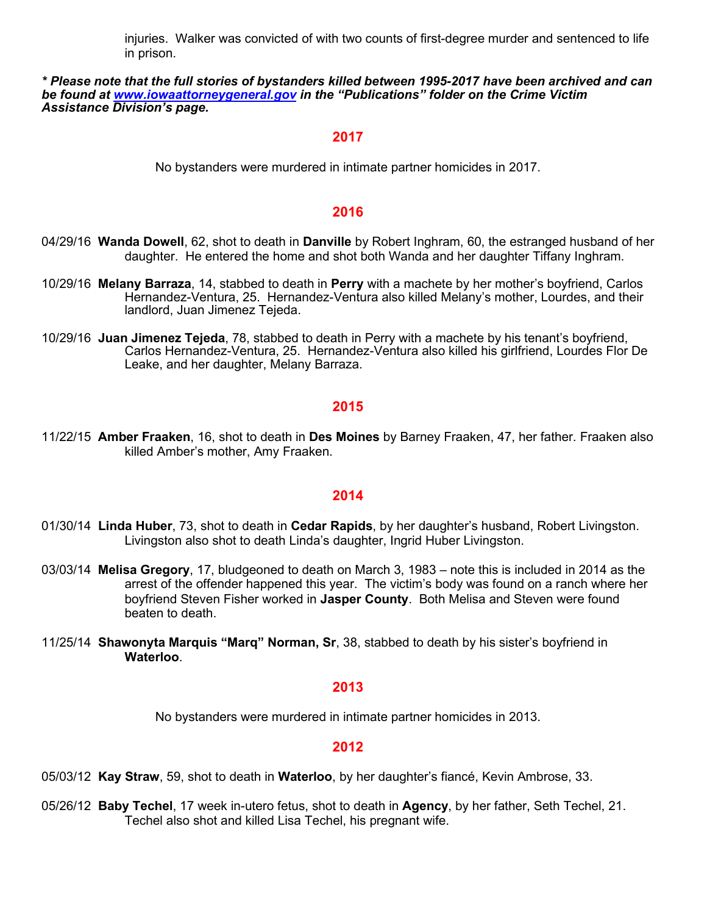injuries. Walker was convicted of with two counts of first-degree murder and sentenced to life in prison.

***\* Please note that the full stories of bystanders killed between 1995-2017 have been archived and can be found at [www.iowaattorneygeneral.gov](www.iowaattorneygeneral.gov) in the "Publications" folder on the Crime Victim Assistance Division's page.***

## 2017

No bystanders were murdered in intimate partner homicides in 2017.

## 2016

04/29/16 **Wanda Dowell**, 62, shot to death in **Danville** by Robert Inghram, 60, the estranged husband of her daughter. He entered the home and shot both Wanda and her daughter Tiffany Inghram.

10/29/16 **Melany Barraza**, 14, stabbed to death in **Perry** with a machete by her mother's boyfriend, Carlos Hernandez-Ventura, 25. Hernandez-Ventura also killed Melany's mother, Lourdes, and their landlord, Juan Jimenez Tejeda.

10/29/16 **Juan Jimenez Tejeda**, 78, stabbed to death in Perry with a machete by his tenant's boyfriend, Carlos Hernandez-Ventura, 25. Hernandez-Ventura also killed his girlfriend, Lourdes Flor De Leake, and her daughter, Melany Barraza.

## 2015

11/22/15 **Amber Fraaken**, 16, shot to death in **Des Moines** by Barney Fraaken, 47, her father. Fraaken also killed Amber's mother, Amy Fraaken.

## 2014

01/30/14 **Linda Huber**, 73, shot to death in **Cedar Rapids**, by her daughter's husband, Robert Livingston. Livingston also shot to death Linda's daughter, Ingrid Huber Livingston.

03/03/14 **Melisa Gregory**, 17, bludgeoned to death on March 3, 1983 – note this is included in 2014 as the arrest of the offender happened this year. The victim's body was found on a ranch where her boyfriend Steven Fisher worked in **Jasper County**. Both Melisa and Steven were found beaten to death.

11/25/14 **Shawonyta Marquis "Marq" Norman, Sr**, 38, stabbed to death by his sister's boyfriend in **Waterloo**.

## 2013

No bystanders were murdered in intimate partner homicides in 2013.

## 2012

05/03/12 **Kay Straw**, 59, shot to death in **Waterloo**, by her daughter's fiancé, Kevin Ambrose, 33.

05/26/12 **Baby Techel**, 17 week in-utero fetus, shot to death in **Agency**, by her father, Seth Techel, 21. Techel also shot and killed Lisa Techel, his pregnant wife.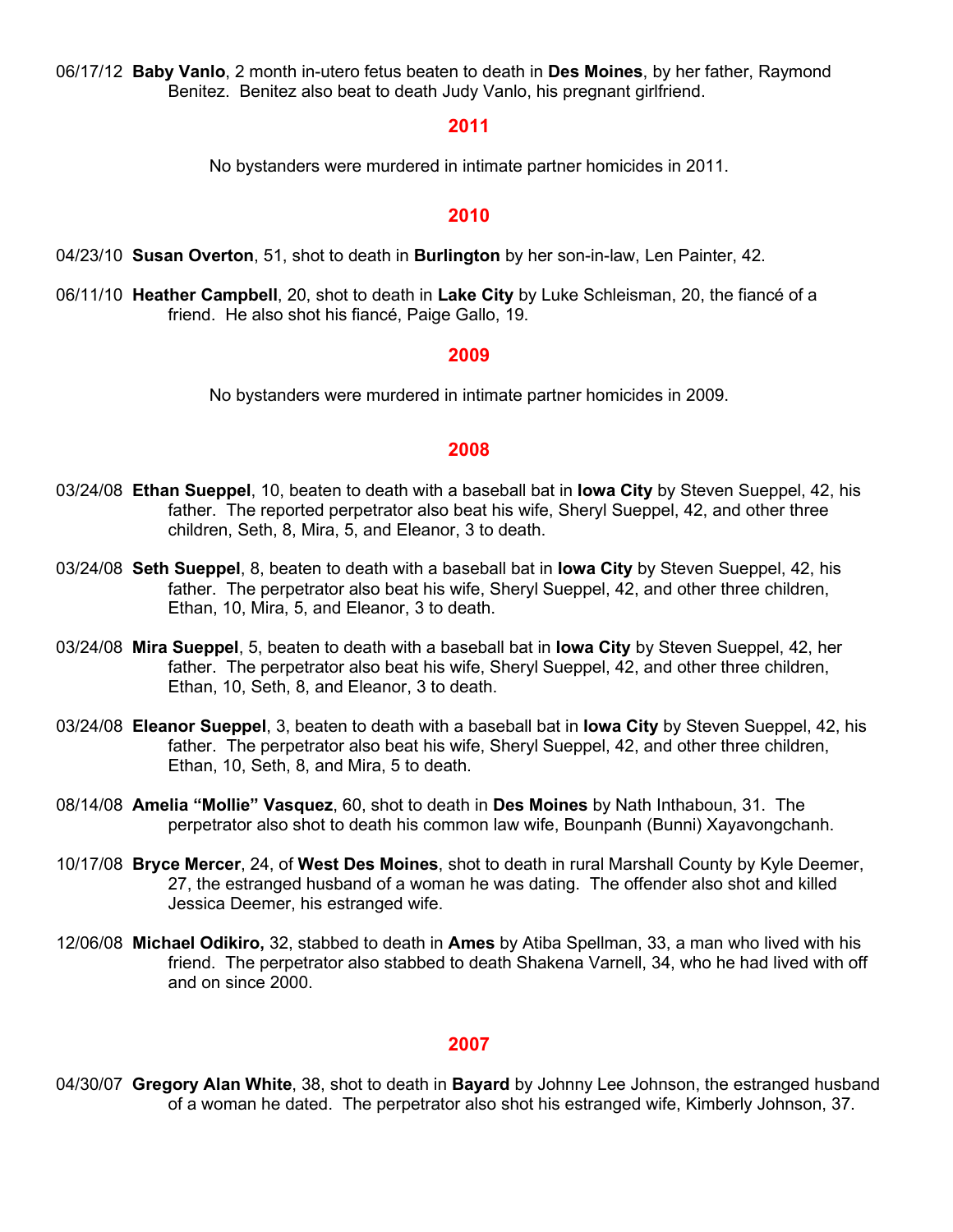06/17/12 **Baby Vanlo**, 2 month in-utero fetus beaten to death in **Des Moines**, by her father, Raymond Benitez. Benitez also beat to death Judy Vanlo, his pregnant girlfriend.

## 2011

No bystanders were murdered in intimate partner homicides in 2011.

## 2010

04/23/10 **Susan Overton**, 51, shot to death in **Burlington** by her son-in-law, Len Painter, 42.

06/11/10 **Heather Campbell**, 20, shot to death in **Lake City** by Luke Schleisman, 20, the fiancé of a friend. He also shot his fiancé, Paige Gallo, 19.

## 2009

No bystanders were murdered in intimate partner homicides in 2009.

## 2008

03/24/08 **Ethan Sueppel**, 10, beaten to death with a baseball bat in **Iowa City** by Steven Sueppel, 42, his father. The reported perpetrator also beat his wife, Sheryl Sueppel, 42, and other three children, Seth, 8, Mira, 5, and Eleanor, 3 to death.

03/24/08 **Seth Sueppel**, 8, beaten to death with a baseball bat in **Iowa City** by Steven Sueppel, 42, his father. The perpetrator also beat his wife, Sheryl Sueppel, 42, and other three children, Ethan, 10, Mira, 5, and Eleanor, 3 to death.

03/24/08 **Mira Sueppel**, 5, beaten to death with a baseball bat in **Iowa City** by Steven Sueppel, 42, her father. The perpetrator also beat his wife, Sheryl Sueppel, 42, and other three children, Ethan, 10, Seth, 8, and Eleanor, 3 to death.

03/24/08 **Eleanor Sueppel**, 3, beaten to death with a baseball bat in **Iowa City** by Steven Sueppel, 42, his father. The perpetrator also beat his wife, Sheryl Sueppel, 42, and other three children, Ethan, 10, Seth, 8, and Mira, 5 to death.

08/14/08 **Amelia "Mollie" Vasquez**, 60, shot to death in **Des Moines** by Nath Inthaboun, 31. The perpetrator also shot to death his common law wife, Bounpanh (Bunni) Xayavongchanh.

10/17/08 **Bryce Mercer**, 24, of **West Des Moines**, shot to death in rural Marshall County by Kyle Deemer, 27, the estranged husband of a woman he was dating. The offender also shot and killed Jessica Deemer, his estranged wife.

12/06/08 **Michael Odikiro,** 32, stabbed to death in **Ames** by Atiba Spellman, 33, a man who lived with his friend. The perpetrator also stabbed to death Shakena Varnell, 34, who he had lived with off and on since 2000.

## 2007

04/30/07 **Gregory Alan White**, 38, shot to death in **Bayard** by Johnny Lee Johnson, the estranged husband of a woman he dated. The perpetrator also shot his estranged wife, Kimberly Johnson, 37.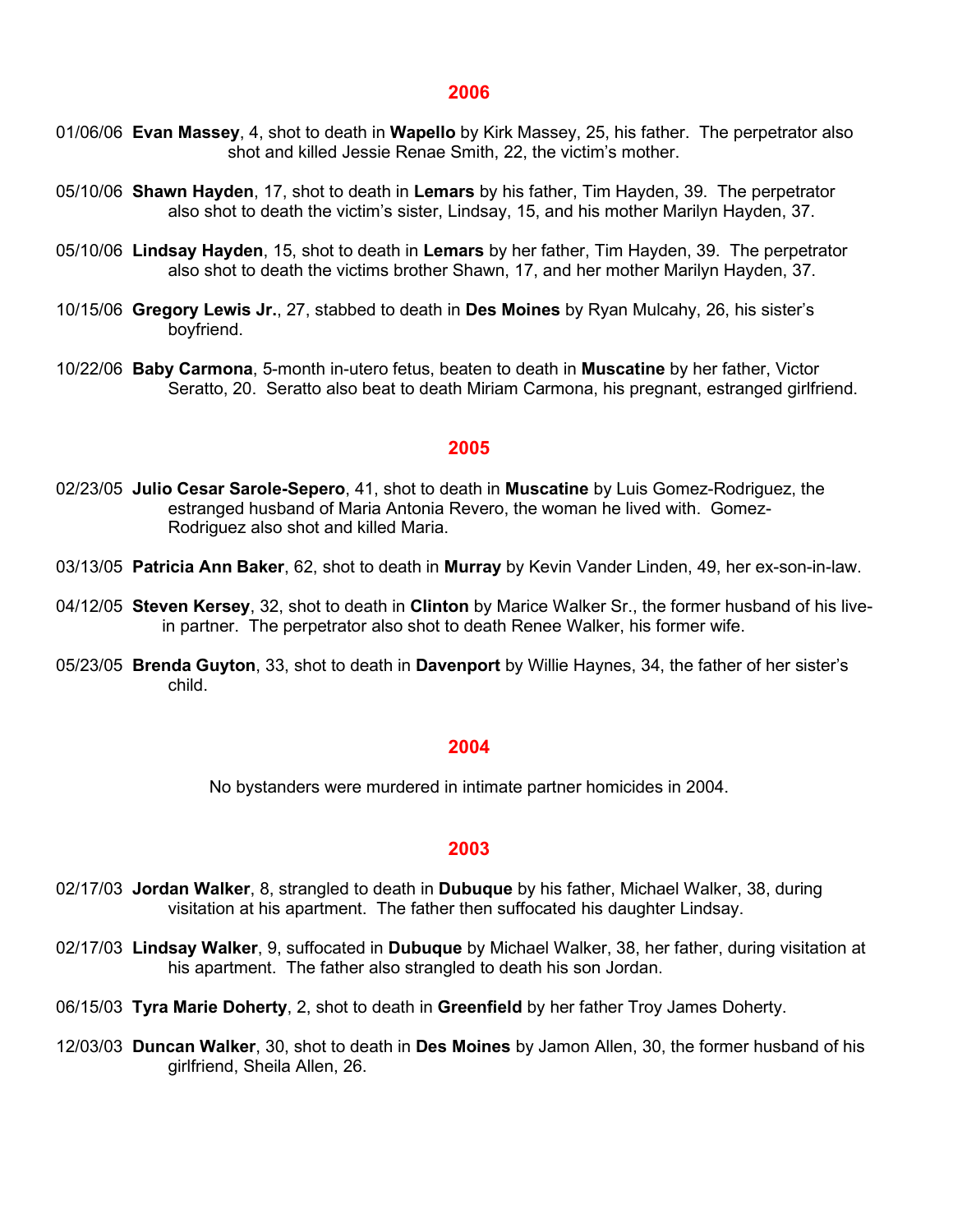## 2006

01/06/06 **Evan Massey**, 4, shot to death in **Wapello** by Kirk Massey, 25, his father. The perpetrator also shot and killed Jessie Renae Smith, 22, the victim's mother.

05/10/06 **Shawn Hayden**, 17, shot to death in **Lemars** by his father, Tim Hayden, 39. The perpetrator also shot to death the victim's sister, Lindsay, 15, and his mother Marilyn Hayden, 37.

05/10/06 **Lindsay Hayden**, 15, shot to death in **Lemars** by her father, Tim Hayden, 39. The perpetrator also shot to death the victims brother Shawn, 17, and her mother Marilyn Hayden, 37.

10/15/06 **Gregory Lewis Jr.**, 27, stabbed to death in **Des Moines** by Ryan Mulcahy, 26, his sister's boyfriend.

10/22/06 **Baby Carmona**, 5-month in-utero fetus, beaten to death in **Muscatine** by her father, Victor Seratto, 20. Seratto also beat to death Miriam Carmona, his pregnant, estranged girlfriend.

## 2005

02/23/05 **Julio Cesar Sarole-Sepero**, 41, shot to death in **Muscatine** by Luis Gomez-Rodriguez, the estranged husband of Maria Antonia Revero, the woman he lived with. Gomez-Rodriguez also shot and killed Maria.

03/13/05 **Patricia Ann Baker**, 62, shot to death in **Murray** by Kevin Vander Linden, 49, her ex-son-in-law.

04/12/05 **Steven Kersey**, 32, shot to death in **Clinton** by Marice Walker Sr., the former husband of his live-in partner. The perpetrator also shot to death Renee Walker, his former wife.

05/23/05 **Brenda Guyton**, 33, shot to death in **Davenport** by Willie Haynes, 34, the father of her sister's child.

## 2004

No bystanders were murdered in intimate partner homicides in 2004.

## 2003

02/17/03 **Jordan Walker**, 8, strangled to death in **Dubuque** by his father, Michael Walker, 38, during visitation at his apartment. The father then suffocated his daughter Lindsay.

02/17/03 **Lindsay Walker**, 9, suffocated in **Dubuque** by Michael Walker, 38, her father, during visitation at his apartment. The father also strangled to death his son Jordan.

06/15/03 **Tyra Marie Doherty**, 2, shot to death in **Greenfield** by her father Troy James Doherty.

12/03/03 **Duncan Walker**, 30, shot to death in **Des Moines** by Jamon Allen, 30, the former husband of his girlfriend, Sheila Allen, 26.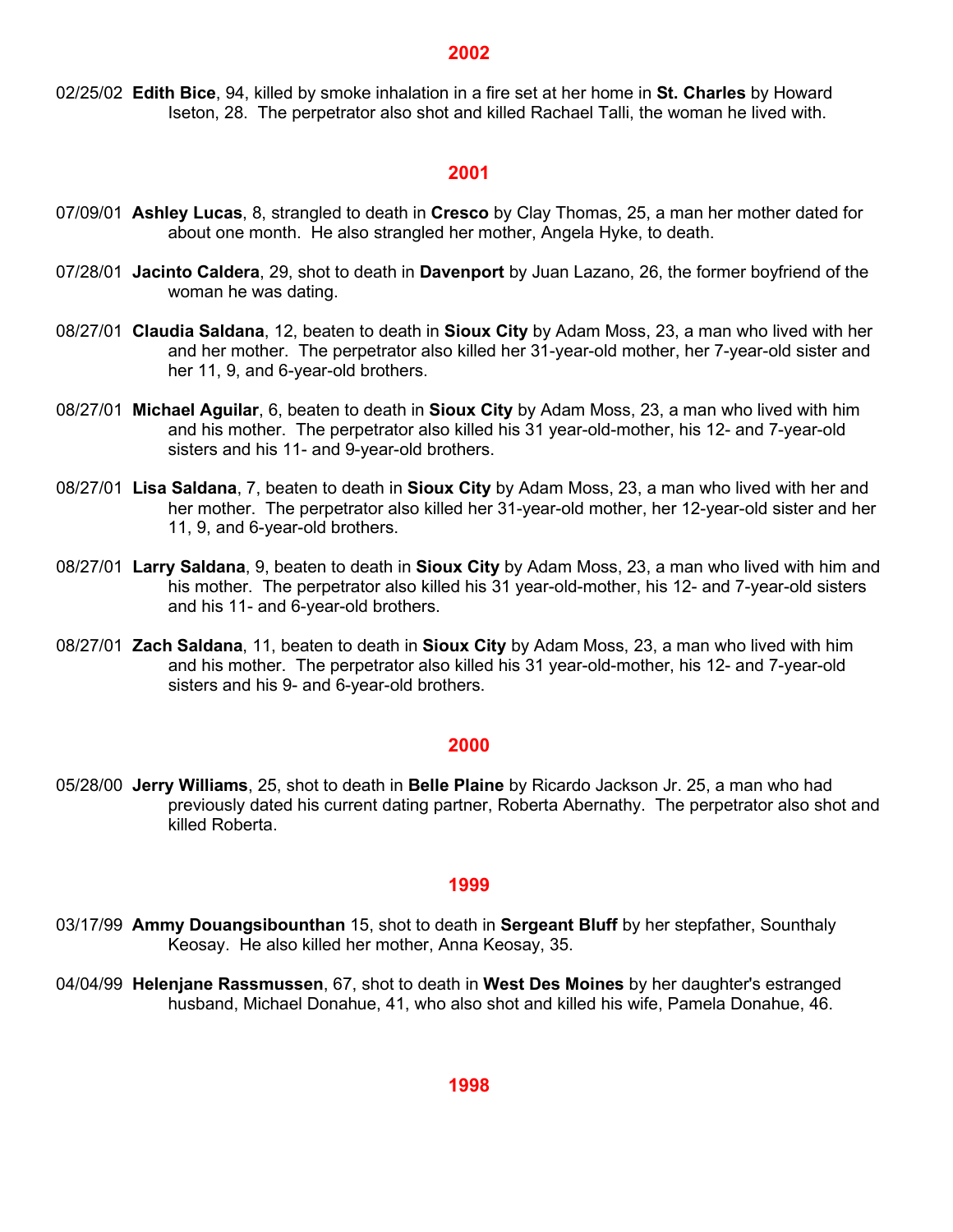## 2002

02/25/02 **Edith Bice**, 94, killed by smoke inhalation in a fire set at her home in **St. Charles** by Howard Iseton, 28. The perpetrator also shot and killed Rachael Talli, the woman he lived with.

## 2001

07/09/01 **Ashley Lucas**, 8, strangled to death in **Cresco** by Clay Thomas, 25, a man her mother dated for about one month. He also strangled her mother, Angela Hyke, to death.

07/28/01 **Jacinto Caldera**, 29, shot to death in **Davenport** by Juan Lazano, 26, the former boyfriend of the woman he was dating.

08/27/01 **Claudia Saldana**, 12, beaten to death in **Sioux City** by Adam Moss, 23, a man who lived with her and her mother. The perpetrator also killed her 31-year-old mother, her 7-year-old sister and her 11, 9, and 6-year-old brothers.

08/27/01 **Michael Aguilar**, 6, beaten to death in **Sioux City** by Adam Moss, 23, a man who lived with him and his mother. The perpetrator also killed his 31 year-old-mother, his 12- and 7-year-old sisters and his 11- and 9-year-old brothers.

08/27/01 **Lisa Saldana**, 7, beaten to death in **Sioux City** by Adam Moss, 23, a man who lived with her and her mother. The perpetrator also killed her 31-year-old mother, her 12-year-old sister and her 11, 9, and 6-year-old brothers.

08/27/01 **Larry Saldana**, 9, beaten to death in **Sioux City** by Adam Moss, 23, a man who lived with him and his mother. The perpetrator also killed his 31 year-old-mother, his 12- and 7-year-old sisters and his 11- and 6-year-old brothers.

08/27/01 **Zach Saldana**, 11, beaten to death in **Sioux City** by Adam Moss, 23, a man who lived with him and his mother. The perpetrator also killed his 31 year-old-mother, his 12- and 7-year-old sisters and his 9- and 6-year-old brothers.

## 2000

05/28/00 **Jerry Williams**, 25, shot to death in **Belle Plaine** by Ricardo Jackson Jr. 25, a man who had previously dated his current dating partner, Roberta Abernathy. The perpetrator also shot and killed Roberta.

## 1999

03/17/99 **Ammy Douangsibounthan** 15, shot to death in **Sergeant Bluff** by her stepfather, Sounthaly Keosay. He also killed her mother, Anna Keosay, 35.

04/04/99 **Helenjane Rassmussen**, 67, shot to death in **West Des Moines** by her daughter's estranged husband, Michael Donahue, 41, who also shot and killed his wife, Pamela Donahue, 46.

## 1998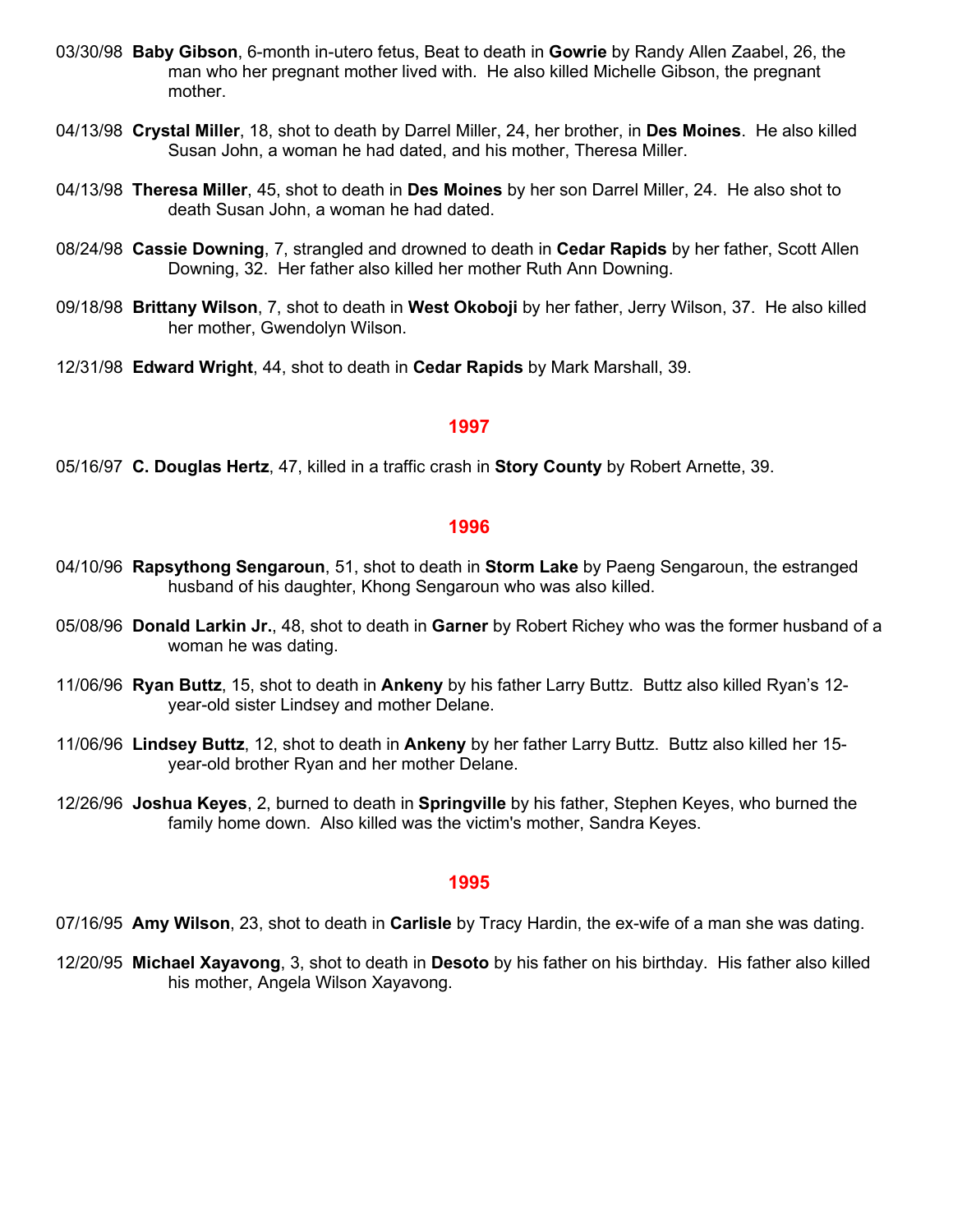03/30/98 **Baby Gibson**, 6-month in-utero fetus, Beat to death in **Gowrie** by Randy Allen Zaabel, 26, the man who her pregnant mother lived with. He also killed Michelle Gibson, the pregnant mother.

04/13/98 **Crystal Miller**, 18, shot to death by Darrel Miller, 24, her brother, in **Des Moines**. He also killed Susan John, a woman he had dated, and his mother, Theresa Miller.

04/13/98 **Theresa Miller**, 45, shot to death in **Des Moines** by her son Darrel Miller, 24. He also shot to death Susan John, a woman he had dated.

08/24/98 **Cassie Downing**, 7, strangled and drowned to death in **Cedar Rapids** by her father, Scott Allen Downing, 32. Her father also killed her mother Ruth Ann Downing.

09/18/98 **Brittany Wilson**, 7, shot to death in **West Okoboji** by her father, Jerry Wilson, 37. He also killed her mother, Gwendolyn Wilson.

12/31/98 **Edward Wright**, 44, shot to death in **Cedar Rapids** by Mark Marshall, 39.

## 1997

05/16/97 **C. Douglas Hertz**, 47, killed in a traffic crash in **Story County** by Robert Arnette, 39.

## 1996

04/10/96 **Rapsythong Sengaroun**, 51, shot to death in **Storm Lake** by Paeng Sengaroun, the estranged husband of his daughter, Khong Sengaroun who was also killed.

05/08/96 **Donald Larkin Jr.**, 48, shot to death in **Garner** by Robert Richey who was the former husband of a woman he was dating.

11/06/96 **Ryan Buttz**, 15, shot to death in **Ankeny** by his father Larry Buttz. Buttz also killed Ryan's 12-year-old sister Lindsey and mother Delane.

11/06/96 **Lindsey Buttz**, 12, shot to death in **Ankeny** by her father Larry Buttz. Buttz also killed her 15-year-old brother Ryan and her mother Delane.

12/26/96 **Joshua Keyes**, 2, burned to death in **Springville** by his father, Stephen Keyes, who burned the family home down. Also killed was the victim's mother, Sandra Keyes.

## 1995

07/16/95 **Amy Wilson**, 23, shot to death in **Carlisle** by Tracy Hardin, the ex-wife of a man she was dating.

12/20/95 **Michael Xayavong**, 3, shot to death in **Desoto** by his father on his birthday. His father also killed his mother, Angela Wilson Xayavong.